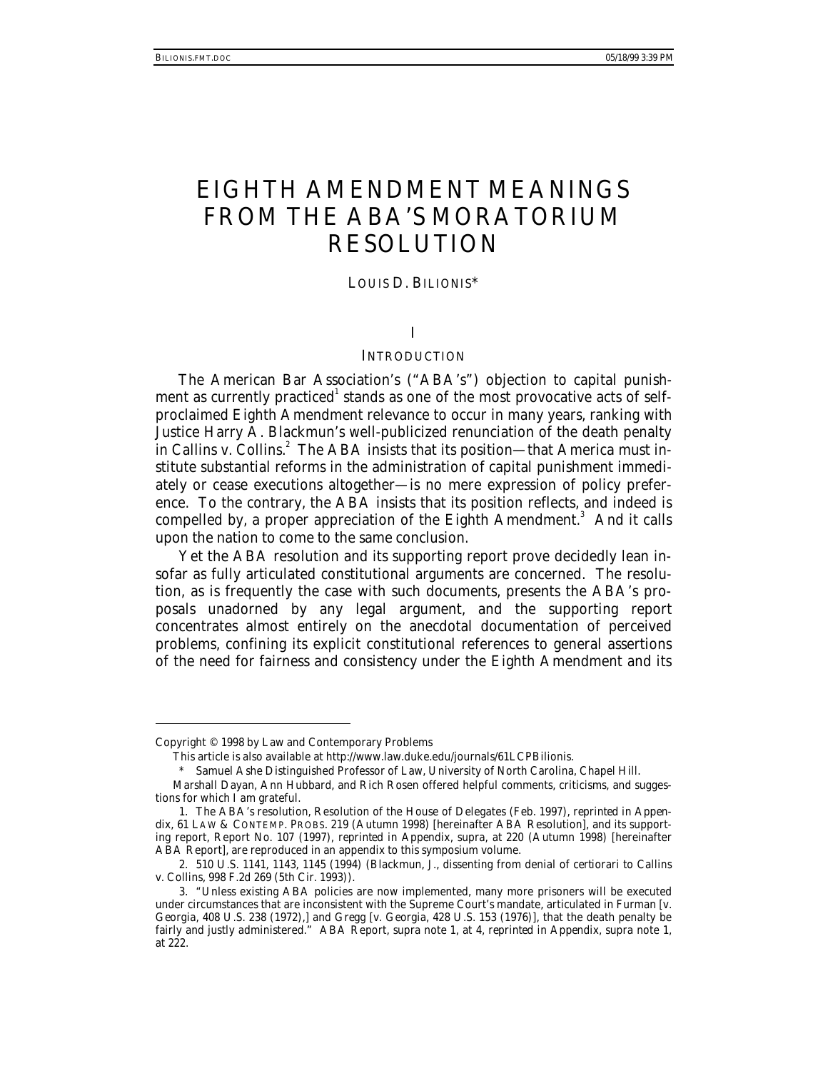# EIGHTH AMENDMENT MEANINGS FROM THE ABA'S MORATORIUM RESOLUTION

LOUIS D. BILIONIS*

## I

### INTRODUCTION

The American Bar Association's ("ABA's") objection to capital punishment as currently practiced[1] stands as one of the most provocative acts of self-proclaimed Eighth Amendment relevance to occur in many years, ranking with Justice Harry A. Blackmun's well-publicized renunciation of the death penalty in *Callins v. Collins*.[2] The ABA insists that its position—that America must institute substantial reforms in the administration of capital punishment immediately or cease executions altogether—is no mere expression of policy preference. To the contrary, the ABA insists that its position reflects, and indeed is compelled by, a proper appreciation of the Eighth Amendment.[3] And it calls upon the nation to come to the same conclusion.

Yet the ABA resolution and its supporting report prove decidedly lean insofar as fully articulated constitutional arguments are concerned. The resolution, as is frequently the case with such documents, presents the ABA's proposals unadorned by any legal argument, and the supporting report concentrates almost entirely on the anecdotal documentation of perceived problems, confining its explicit constitutional references to general assertions of the need for fairness and consistency under the Eighth Amendment and its

---

Copyright © 1998 by Law and Contemporary Problems

This article is also available at http://www.law.duke.edu/journals/61LCPBilionis.

\* Samuel Ashe Distinguished Professor of Law, University of North Carolina, Chapel Hill.

Marshall Dayan, Ann Hubbard, and Rich Rosen offered helpful comments, criticisms, and suggestions for which I am grateful.

1. The ABA's resolution, Resolution of the House of Delegates (Feb. 1997), reprinted in Appendix, 61 LAW & CONTEMP. PROBS. 219 (Autumn 1998) [hereinafter ABA Resolution], and its supporting report, Report No. 107 (1997), reprinted in Appendix, *supra*, at 220 (Autumn 1998) [hereinafter ABA Report], are reproduced in an appendix to this symposium volume.

2. 510 U.S. 1141, 1143, 1145 (1994) (Blackmun, J., dissenting from denial of certiorari to Callins v. Collins, 998 F.2d 269 (5th Cir. 1993)).

3. "Unless existing ABA policies are now implemented, many more prisoners will be executed under circumstances that are inconsistent with the Supreme Court's mandate, articulated in Furman [v. Georgia, 408 U.S. 238 (1972),] and Gregg [v. Georgia, 428 U.S. 153 (1976)], that the death penalty be fairly and justly administered." ABA Report, *supra* note 1, at 4, reprinted in Appendix, *supra* note 1, at 222.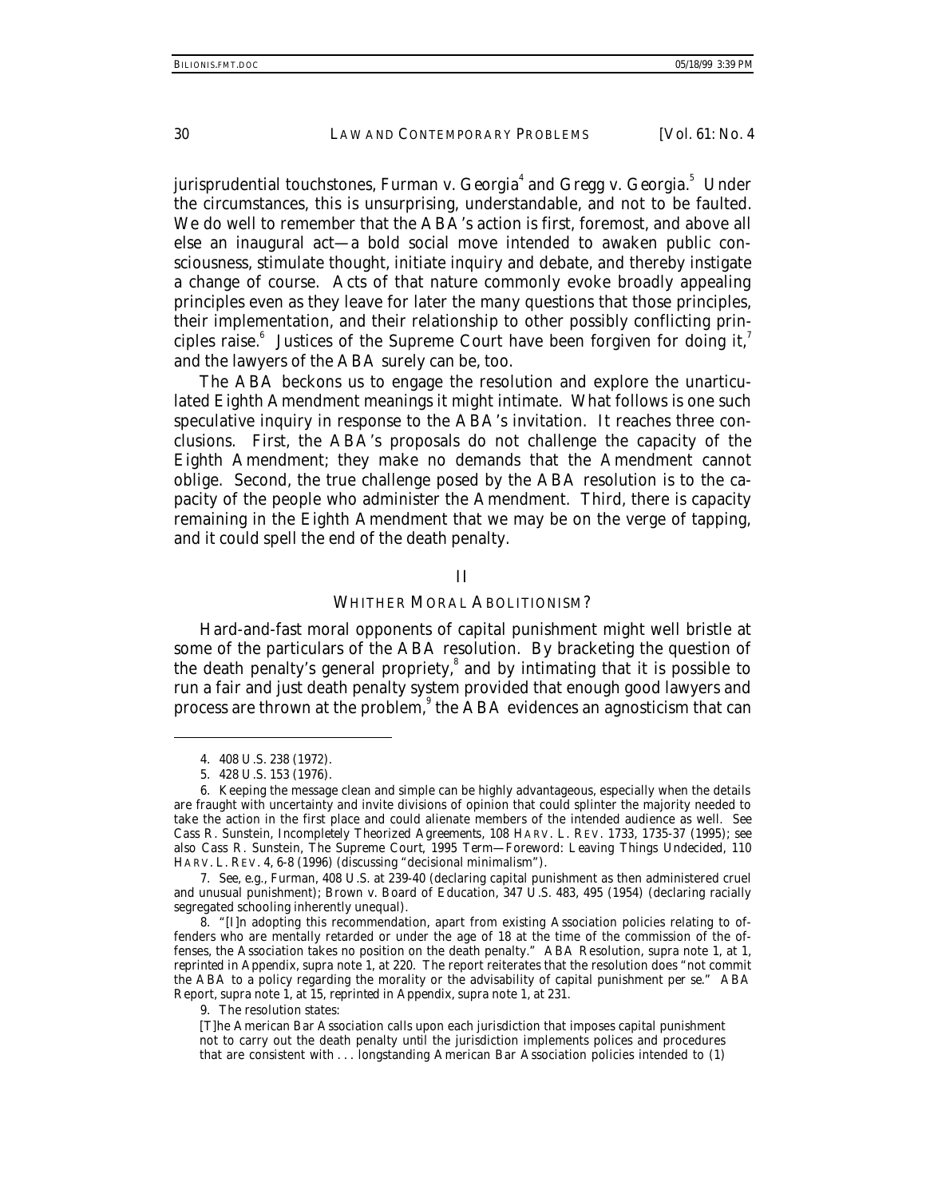jurisprudential touchstones, *Furman v. Georgia*[4] and *Gregg v. Georgia*.[5] Under the circumstances, this is unsurprising, understandable, and not to be faulted. We do well to remember that the ABA's action is first, foremost, and above all else an inaugural act—a bold social move intended to awaken public consciousness, stimulate thought, initiate inquiry and debate, and thereby instigate a change of course. Acts of that nature commonly evoke broadly appealing principles even as they leave for later the many questions that those principles, their implementation, and their relationship to other possibly conflicting principles raise.[6] Justices of the Supreme Court have been forgiven for doing it,[7] and the lawyers of the ABA surely can be, too.

The ABA beckons us to engage the resolution and explore the unarticulated Eighth Amendment meanings it might intimate. What follows is one such speculative inquiry in response to the ABA's invitation. It reaches three conclusions. First, the ABA's proposals do not challenge the capacity of the Eighth Amendment; they make no demands that the Amendment cannot oblige. Second, the true challenge posed by the ABA resolution is to the capacity of the people who administer the Amendment. Third, there is capacity remaining in the Eighth Amendment that we may be on the verge of tapping, and it could spell the end of the death penalty.

## II

## WHITHER MORAL ABOLITIONISM?

Hard-and-fast moral opponents of capital punishment might well bristle at some of the particulars of the ABA resolution. By bracketing the question of the death penalty's general propriety,[8] and by intimating that it is possible to run a fair and just death penalty system provided that enough good lawyers and process are thrown at the problem,[9] the ABA evidences an agnosticism that can

---

4. 408 U.S. 238 (1972).

5. 428 U.S. 153 (1976).

6. Keeping the message clean and simple can be highly advantageous, especially when the details are fraught with uncertainty and invite divisions of opinion that could splinter the majority needed to take the action in the first place and could alienate members of the intended audience as well. *See* Cass R. Sunstein, *Incompletely Theorized Agreements*, 108 HARV. L. REV. 1733, 1735-37 (1995); *see also* Cass R. Sunstein, *The Supreme Court, 1995 Term—Foreword: Leaving Things Undecided*, 110 HARV. L. REV. 4, 6-8 (1996) (discussing "decisional minimalism").

7. *See, e.g.*, *Furman*, 408 U.S. at 239-40 (declaring capital punishment as then administered cruel and unusual punishment); Brown v. Board of Education, 347 U.S. 483, 495 (1954) (declaring racially segregated schooling inherently unequal).

8. "[I]n adopting this recommendation, apart from existing Association policies relating to offenders who are mentally retarded or under the age of 18 at the time of the commission of the offenses, the Association takes no position on the death penalty." ABA Resolution, *supra* note 1, at 1, *reprinted in* Appendix, *supra* note 1, at 220. The report reiterates that the resolution does "not commit the ABA to a policy regarding the morality or the advisability of capital punishment *per se*." ABA Report, *supra* note 1, at 15, *reprinted in* Appendix, *supra* note 1, at 231.

9. The resolution states:

> [T]he American Bar Association calls upon each jurisdiction that imposes capital punishment not to carry out the death penalty until the jurisdiction implements polices and procedures that are consistent with . . . longstanding American Bar Association policies intended to (1)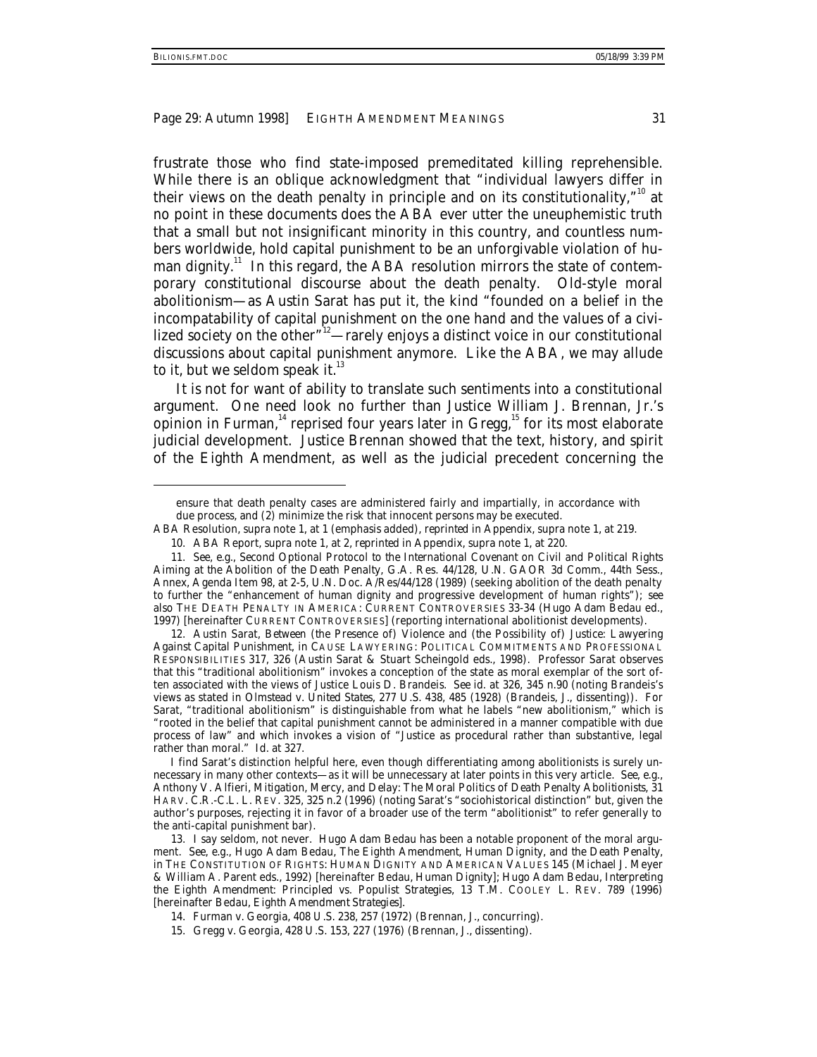frustrate those who find state-imposed premeditated killing reprehensible. While there is an oblique acknowledgment that "individual lawyers differ in their views on the death penalty in principle and on its constitutionality,"[10] at no point in these documents does the ABA ever utter the uneuphemistic truth that a small but not insignificant minority in this country, and countless numbers worldwide, hold capital punishment to be an unforgivable violation of human dignity.[11] In this regard, the ABA resolution mirrors the state of contemporary constitutional discourse about the death penalty. Old-style moral abolitionism—as Austin Sarat has put it, the kind "founded on a belief in the incompatability of capital punishment on the one hand and the values of a civilized society on the other"[12]—rarely enjoys a distinct voice in our constitutional discussions about capital punishment anymore. Like the ABA, we may allude to it, but we seldom speak it.[13]

It is not for want of ability to translate such sentiments into a constitutional argument. One need look no further than Justice William J. Brennan, Jr.'s opinion in *Furman*,[14] reprised four years later in *Gregg*,[15] for its most elaborate judicial development. Justice Brennan showed that the text, history, and spirit of the Eighth Amendment, as well as the judicial precedent concerning the

---

> ensure that death penalty cases are administered fairly and impartially, in accordance with due process, and (2) minimize the risk that innocent persons may be executed.

ABA Resolution, *supra* note 1, at 1 (emphasis added), *reprinted in* Appendix, *supra* note 1, at 219.

10. ABA Report, *supra* note 1, at 2, *reprinted in* Appendix, *supra* note 1, at 220.

11. *See, e.g.*, Second Optional Protocol to the International Covenant on Civil and Political Rights Aiming at the Abolition of the Death Penalty, G.A. Res. 44/128, U.N. GAOR 3d Comm., 44th Sess., Annex, Agenda Item 98, at 2-5, U.N. Doc. A/Res/44/128 (1989) (seeking abolition of the death penalty to further the "enhancement of human dignity and progressive development of human rights"); *see also* THE DEATH PENALTY IN AMERICA: CURRENT CONTROVERSIES 33-34 (Hugo Adam Bedau ed., 1997) [hereinafter CURRENT CONTROVERSIES] (reporting international abolitionist developments).

12. Austin Sarat, *Between (the Presence of) Violence and (the Possibility of) Justice: Lawyering Against Capital Punishment*, *in* CAUSE LAWYERING: POLITICAL COMMITMENTS AND PROFESSIONAL RESPONSIBILITIES 317, 326 (Austin Sarat & Stuart Scheingold eds., 1998). Professor Sarat observes that this "traditional abolitionism" invokes a conception of the state as moral exemplar of the sort often associated with the views of Justice Louis D. Brandeis. *See id.* at 326, 345 n.90 (noting Brandeis's views as stated in Olmstead v. United States, 277 U.S. 438, 485 (1928) (Brandeis, J., dissenting)). For Sarat, "traditional abolitionism" is distinguishable from what he labels "new abolitionism," which is "rooted in the belief that capital punishment cannot be administered in a manner compatible with due process of law" and which invokes a vision of "Justice as procedural rather than substantive, legal rather than moral." *Id.* at 327.

I find Sarat's distinction helpful here, even though differentiating among abolitionists is surely unnecessary in many other contexts—as it will be unnecessary at later points in this very article. *See, e.g.*, Anthony V. Alfieri, *Mitigation, Mercy, and Delay: The Moral Politics of Death Penalty Abolitionists*, 31 HARV. C.R.-C.L. L. REV. 325, 325 n.2 (1996) (noting Sarat's "sociohistorical distinction" but, given the author's purposes, rejecting it in favor of a broader use of the term "abolitionist" to refer generally to the anti-capital punishment bar).

13. I say seldom, not never. Hugo Adam Bedau has been a notable proponent of the moral argument. *See, e.g.*, Hugo Adam Bedau, *The Eighth Amendment, Human Dignity, and the Death Penalty*, *in* THE CONSTITUTION OF RIGHTS: HUMAN DIGNITY AND AMERICAN VALUES 145 (Michael J. Meyer & William A. Parent eds., 1992) [hereinafter Bedau, *Human Dignity*]; Hugo Adam Bedau, *Interpreting the Eighth Amendment: Principled vs. Populist Strategies*, 13 T.M. COOLEY L. REV. 789 (1996) [hereinafter Bedau, *Eighth Amendment Strategies*].

14. Furman v. Georgia, 408 U.S. 238, 257 (1972) (Brennan, J., concurring).

15. Gregg v. Georgia, 428 U.S. 153, 227 (1976) (Brennan, J., dissenting).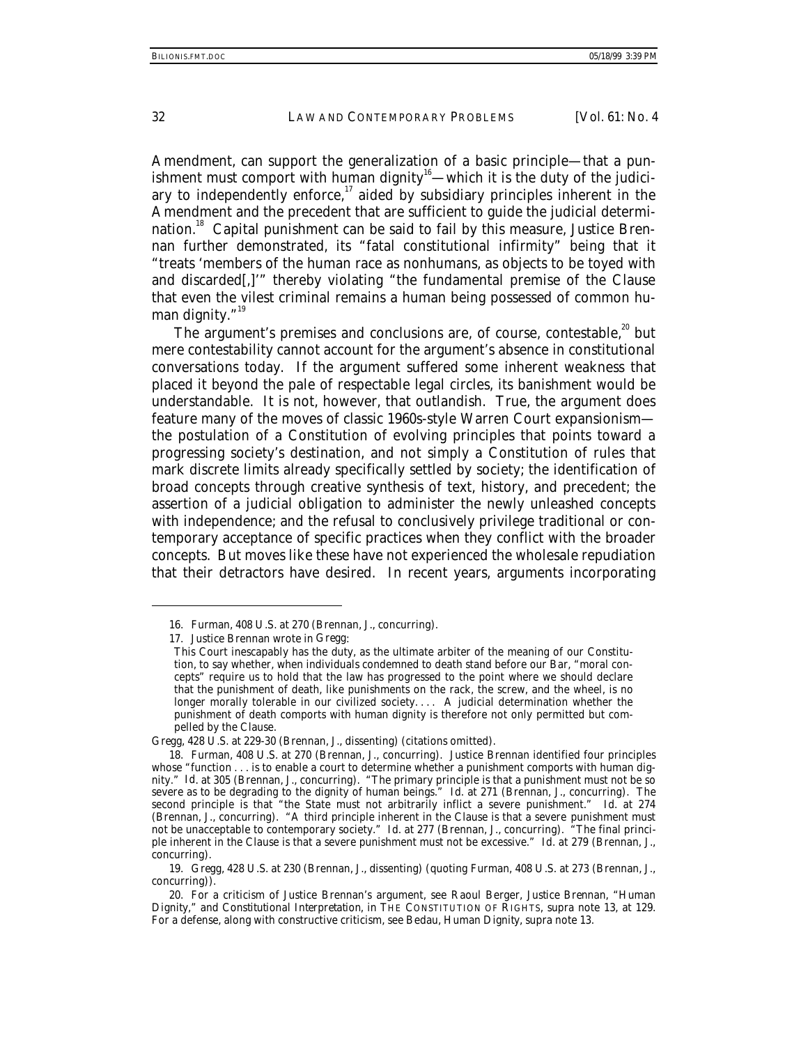Amendment, can support the generalization of a basic principle—that a punishment must comport with human dignity[16]—which it is the duty of the judiciary to independently enforce,[17] aided by subsidiary principles inherent in the Amendment and the precedent that are sufficient to guide the judicial determination.[18] Capital punishment can be said to fail by this measure, Justice Brennan further demonstrated, its "fatal constitutional infirmity" being that it "treats 'members of the human race as nonhumans, as objects to be toyed with and discarded[,]'" thereby violating "the fundamental premise of the Clause that even the vilest criminal remains a human being possessed of common human dignity."[19]

The argument's premises and conclusions are, of course, contestable,[20] but mere contestability cannot account for the argument's absence in constitutional conversations today. If the argument suffered some inherent weakness that placed it beyond the pale of respectable legal circles, its banishment would be understandable. It is not, however, that outlandish. True, the argument does feature many of the moves of classic 1960s-style Warren Court expansionism—the postulation of a Constitution of evolving principles that points toward a progressing society's destination, and not simply a Constitution of rules that mark discrete limits already specifically settled by society; the identification of broad concepts through creative synthesis of text, history, and precedent; the assertion of a judicial obligation to administer the newly unleashed concepts with independence; and the refusal to conclusively privilege traditional or contemporary acceptance of specific practices when they conflict with the broader concepts. But moves like these have not experienced the wholesale repudiation that their detractors have desired. In recent years, arguments incorporating

---

16. *Furman*, 408 U.S. at 270 (Brennan, J., concurring).

17. Justice Brennan wrote in *Gregg*:

> This Court inescapably has the duty, as the ultimate arbiter of the meaning of our Constitution, to say whether, when individuals condemned to death stand before our Bar, "moral concepts" require us to hold that the law has progressed to the point where we should declare that the punishment of death, like punishments on the rack, the screw, and the wheel, is no longer morally tolerable in our civilized society. . . . A judicial determination whether the punishment of death comports with human dignity is therefore not only permitted but compelled by the Clause.

*Gregg*, 428 U.S. at 229-30 (Brennan, J., dissenting) (citations omitted).

18. *Furman*, 408 U.S. at 270 (Brennan, J., concurring). Justice Brennan identified four principles whose "function . . . is to enable a court to determine whether a punishment comports with human dignity." *Id.* at 305 (Brennan, J., concurring). "The primary principle is that a punishment must not be so severe as to be degrading to the dignity of human beings." *Id.* at 271 (Brennan, J., concurring). The second principle is that "the State must not arbitrarily inflict a severe punishment." *Id.* at 274 (Brennan, J., concurring). "A third principle inherent in the Clause is that a severe punishment must not be unacceptable to contemporary society." *Id.* at 277 (Brennan, J., concurring). "The final principle inherent in the Clause is that a severe punishment must not be excessive." *Id.* at 279 (Brennan, J., concurring).

19. *Gregg*, 428 U.S. at 230 (Brennan, J., dissenting) (quoting *Furman*, 408 U.S. at 273 (Brennan, J., concurring)).

20. For a criticism of Justice Brennan's argument, see Raoul Berger, *Justice Brennan, "Human Dignity," and Constitutional Interpretation*, in THE CONSTITUTION OF RIGHTS, *supra* note 13, at 129. For a defense, along with constructive criticism, see Bedau, *Human Dignity*, *supra* note 13.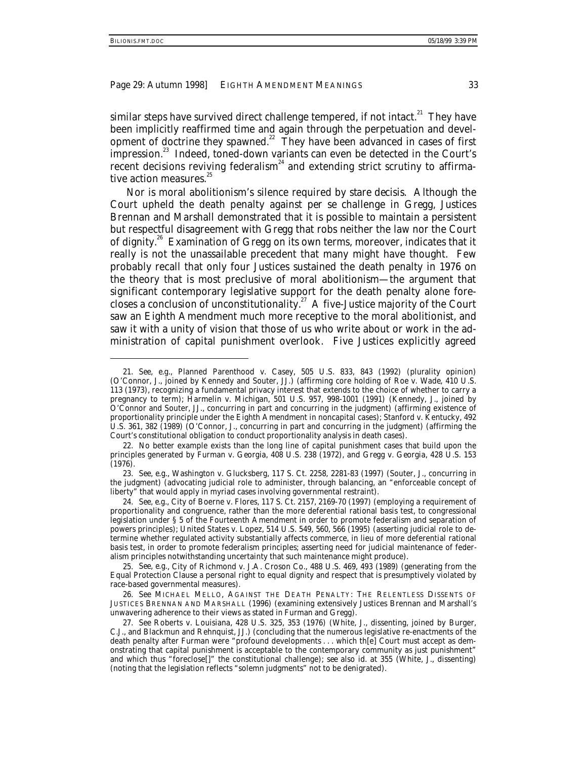similar steps have survived direct challenge tempered, if not intact.[21] They have been implicitly reaffirmed time and again through the perpetuation and development of doctrine they spawned.[22] They have been advanced in cases of first impression.[23] Indeed, toned-down variants can even be detected in the Court's recent decisions reviving federalism[24] and extending strict scrutiny to affirmative action measures.[25]

Nor is moral abolitionism's silence required by stare decisis. Although the Court upheld the death penalty against per se challenge in *Gregg*, Justices Brennan and Marshall demonstrated that it is possible to maintain a persistent but respectful disagreement with *Gregg* that robs neither the law nor the Court of dignity.[26] Examination of *Gregg* on its own terms, moreover, indicates that it really is not the unassailable precedent that many might have thought. Few probably recall that only four Justices sustained the death penalty in 1976 on the theory that is most preclusive of moral abolitionism—the argument that significant contemporary legislative support for the death penalty alone forecloses a conclusion of unconstitutionality.[27] A five-Justice majority of the Court saw an Eighth Amendment much more receptive to the moral abolitionist, and saw it with a unity of vision that those of us who write about or work in the administration of capital punishment overlook. Five Justices explicitly agreed

---

21. *See, e.g.*, Planned Parenthood v. Casey, 505 U.S. 833, 843 (1992) (plurality opinion) (O'Connor, J., joined by Kennedy and Souter, JJ.) (affirming core holding of Roe v. Wade, 410 U.S. 113 (1973), recognizing a fundamental privacy interest that extends to the choice of whether to carry a pregnancy to term); Harmelin v. Michigan, 501 U.S. 957, 998-1001 (1991) (Kennedy, J., joined by O'Connor and Souter, JJ., concurring in part and concurring in the judgment) (affirming existence of proportionality principle under the Eighth Amendment in noncapital cases); Stanford v. Kentucky, 492 U.S. 361, 382 (1989) (O'Connor, J., concurring in part and concurring in the judgment) (affirming the Court's constitutional obligation to conduct proportionality analysis in death cases).

22. No better example exists than the long line of capital punishment cases that build upon the principles generated by Furman v. Georgia, 408 U.S. 238 (1972), and Gregg v. Georgia, 428 U.S. 153 (1976).

23. *See, e.g.*, Washington v. Glucksberg, 117 S. Ct. 2258, 2281-83 (1997) (Souter, J., concurring in the judgment) (advocating judicial role to administer, through balancing, an "enforceable concept of liberty" that would apply in myriad cases involving governmental restraint).

24. *See, e.g.*, City of Boerne v. Flores, 117 S. Ct. 2157, 2169-70 (1997) (employing a requirement of proportionality and congruence, rather than the more deferential rational basis test, to congressional legislation under § 5 of the Fourteenth Amendment in order to promote federalism and separation of powers principles); United States v. Lopez, 514 U.S. 549, 560, 566 (1995) (asserting judicial role to determine whether regulated activity substantially affects commerce, in lieu of more deferential rational basis test, in order to promote federalism principles; asserting need for judicial maintenance of federalism principles notwithstanding uncertainty that such maintenance might produce).

25. *See, e.g.*, City of Richmond v. J.A. Croson Co., 488 U.S. 469, 493 (1989) (generating from the Equal Protection Clause a personal right to equal dignity and respect that is presumptively violated by race-based governmental measures).

26. *See* MICHAEL MELLO, AGAINST THE DEATH PENALTY: THE RELENTLESS DISSENTS OF JUSTICES BRENNAN AND MARSHALL (1996) (examining extensively Justices Brennan and Marshall's unwavering adherence to their views as stated in *Furman* and *Gregg*).

27. *See* Roberts v. Louisiana, 428 U.S. 325, 353 (1976) (White, J., dissenting, joined by Burger, C.J., and Blackmun and Rehnquist, JJ.) (concluding that the numerous legislative re-enactments of the death penalty after *Furman* were "profound developments . . . which th[e] Court must accept as demonstrating that capital punishment is acceptable to the contemporary community as just punishment" and which thus "foreclose[]" the constitutional challenge); *see also id.* at 355 (White, J., dissenting) (noting that the legislation reflects "solemn judgments" not to be denigrated).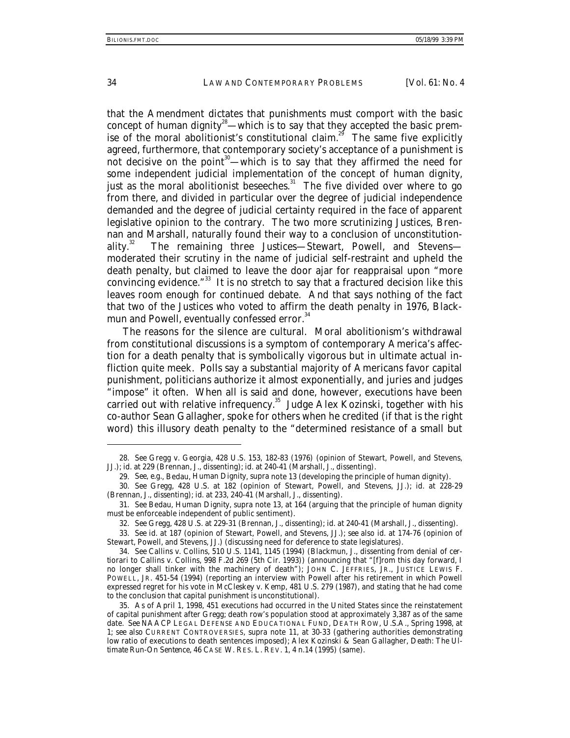that the Amendment dictates that punishments must comport with the basic concept of human dignity[28]—which is to say that they accepted the basic premise of the moral abolitionist's constitutional claim.[29] The same five explicitly agreed, furthermore, that contemporary society's acceptance of a punishment is not decisive on the point[30]—which is to say that they affirmed the need for some independent judicial implementation of the concept of human dignity, just as the moral abolitionist beseeches.[31] The five divided over where to go from there, and divided in particular over the degree of judicial independence demanded and the degree of judicial certainty required in the face of apparent legislative opinion to the contrary. The two more scrutinizing Justices, Brennan and Marshall, naturally found their way to a conclusion of unconstitutionality.[32] The remaining three Justices—Stewart, Powell, and Stevens—moderated their scrutiny in the name of judicial self-restraint and upheld the death penalty, but claimed to leave the door ajar for reappraisal upon "more convincing evidence."[33] It is no stretch to say that a fractured decision like this leaves room enough for continued debate. And that says nothing of the fact that two of the Justices who voted to affirm the death penalty in 1976, Blackmun and Powell, eventually confessed error.[34]

The reasons for the silence are cultural. Moral abolitionism's withdrawal from constitutional discussions is a symptom of contemporary America's affection for a death penalty that is symbolically vigorous but in ultimate actual infliction quite meek. Polls say a substantial majority of Americans favor capital punishment, politicians authorize it almost exponentially, and juries and judges "impose" it often. When all is said and done, however, executions have been carried out with relative infrequency.[35] Judge Alex Kozinski, together with his co-author Sean Gallagher, spoke for others when he credited (if that is the right word) this illusory death penalty to the "determined resistance of a small but

---

28. *See* Gregg v. Georgia, 428 U.S. 153, 182-83 (1976) (opinion of Stewart, Powell, and Stevens, JJ.); *id.* at 229 (Brennan, J., dissenting); *id.* at 240-41 (Marshall, J., dissenting).

29. *See, e.g.*, Bedau, *Human Dignity*, *supra* note 13 (developing the principle of human dignity).

30. *See Gregg*, 428 U.S. at 182 (opinion of Stewart, Powell, and Stevens, JJ.); *id.* at 228-29 (Brennan, J., dissenting); *id.* at 233, 240-41 (Marshall, J., dissenting).

31. *See* Bedau, *Human Dignity*, *supra* note 13, at 164 (arguing that the principle of human dignity must be enforceable independent of public sentiment).

32. *See Gregg*, 428 U.S. at 229-31 (Brennan, J., dissenting); *id.* at 240-41 (Marshall, J., dissenting).

33. *See id.* at 187 (opinion of Stewart, Powell, and Stevens, JJ.); *see also id.* at 174-76 (opinion of Stewart, Powell, and Stevens, JJ.) (discussing need for deference to state legislatures).

34. *See* Callins v. Collins, 510 U.S. 1141, 1145 (1994) (Blackmun, J., dissenting from denial of certiorari to Callins v. Collins, 998 F.2d 269 (5th Cir. 1993)) (announcing that "[f]rom this day forward, I no longer shall tinker with the machinery of death"); JOHN C. JEFFRIES, JR., JUSTICE LEWIS F. POWELL, JR. 451-54 (1994) (reporting an interview with Powell after his retirement in which Powell expressed regret for his vote in McCleskey v. Kemp, 481 U.S. 279 (1987), and stating that he had come to the conclusion that capital punishment is unconstitutional).

35. As of April 1, 1998, 451 executions had occurred in the United States since the reinstatement of capital punishment after *Gregg*; death row's population stood at approximately 3,387 as of the same date. *See* NAACP LEGAL DEFENSE AND EDUCATIONAL FUND, DEATH ROW, U.S.A., Spring 1998, at 1; *see also* CURRENT CONTROVERSIES, *supra* note 11, at 30-33 (gathering authorities demonstrating low ratio of executions to death sentences imposed); Alex Kozinski & Sean Gallagher, *Death: The Ultimate Run-On Sentence*, 46 CASE W. RES. L. REV. 1, 4 n.14 (1995) (same).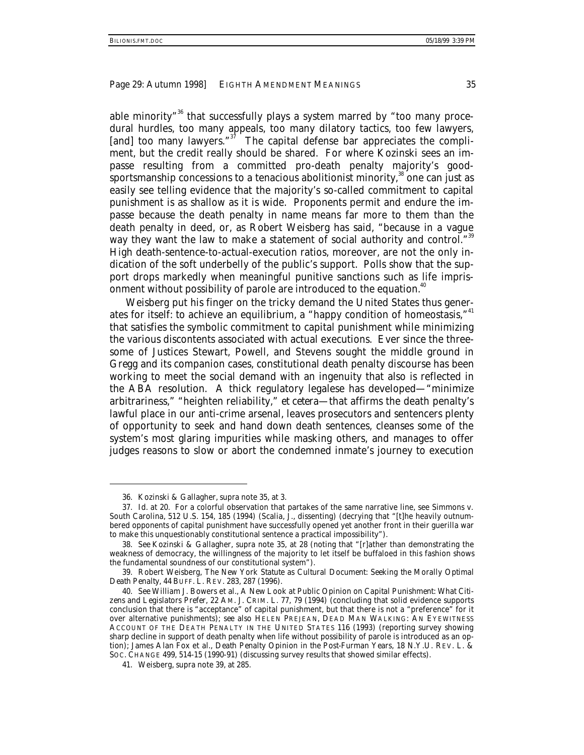able minority"[36] that successfully plays a system marred by "too many procedural hurdles, too many appeals, too many dilatory tactics, too few lawyers, [and] too many lawyers."[37] The capital defense bar appreciates the compliment, but the credit really should be shared. For where Kozinski sees an impasse resulting from a committed pro-death penalty majority's good-sportsmanship concessions to a tenacious abolitionist minority,[38] one can just as easily see telling evidence that the majority's so-called commitment to capital punishment is as shallow as it is wide. Proponents permit and endure the impasse because the death penalty in name means far more to them than the death penalty in deed, or, as Robert Weisberg has said, "because in a vague way they want the law to make a statement of social authority and control."[39] High death-sentence-to-actual-execution ratios, moreover, are not the only indication of the soft underbelly of the public's support. Polls show that the support drops markedly when meaningful punitive sanctions such as life imprisonment without possibility of parole are introduced to the equation.[40]

Weisberg put his finger on the tricky demand the United States thus generates for itself: to achieve an equilibrium, a "happy condition of homeostasis,"[41] that satisfies the symbolic commitment to capital punishment while minimizing the various discontents associated with actual executions. Ever since the threesome of Justices Stewart, Powell, and Stevens sought the middle ground in *Gregg* and its companion cases, constitutional death penalty discourse has been working to meet the social demand with an ingenuity that also is reflected in the ABA resolution. A thick regulatory legalese has developed—"minimize arbitrariness," "heighten reliability," *et cetera*—that affirms the death penalty's lawful place in our anti-crime arsenal, leaves prosecutors and sentencers plenty of opportunity to seek and hand down death sentences, cleanses some of the system's most glaring impurities while masking others, and manages to offer judges reasons to slow or abort the condemned inmate's journey to execution

---

36. Kozinski & Gallagher, *supra* note 35, at 3.

37. *Id.* at 20. For a colorful observation that partakes of the same narrative line, see Simmons v. South Carolina, 512 U.S. 154, 185 (1994) (Scalia, J., dissenting) (decrying that "[t]he heavily outnumbered opponents of capital punishment have successfully opened yet another front in their guerilla war to make this unquestionably constitutional sentence a practical impossibility").

38. *See* Kozinski & Gallagher, *supra* note 35, at 28 (noting that "[r]ather than demonstrating the weakness of democracy, the willingness of the majority to let itself be buffaloed in this fashion shows the fundamental soundness of our constitutional system").

39. Robert Weisberg, *The New York Statute as Cultural Document: Seeking the Morally Optimal Death Penalty*, 44 BUFF. L. REV. 283, 287 (1996).

40. *See* William J. Bowers et al., *A New Look at Public Opinion on Capital Punishment: What Citizens and Legislators Prefer*, 22 AM. J. CRIM. L. 77, 79 (1994) (concluding that solid evidence supports conclusion that there is "acceptance" of capital punishment, but that there is not a "preference" for it over alternative punishments); *see also* HELEN PREJEAN, DEAD MAN WALKING: AN EYEWITNESS ACCOUNT OF THE DEATH PENALTY IN THE UNITED STATES 116 (1993) (reporting survey showing sharp decline in support of death penalty when life without possibility of parole is introduced as an option); James Alan Fox et al., *Death Penalty Opinion in the Post-Furman Years*, 18 N.Y.U. REV. L. & SOC. CHANGE 499, 514-15 (1990-91) (discussing survey results that showed similar effects).

41. Weisberg, *supra* note 39, at 285.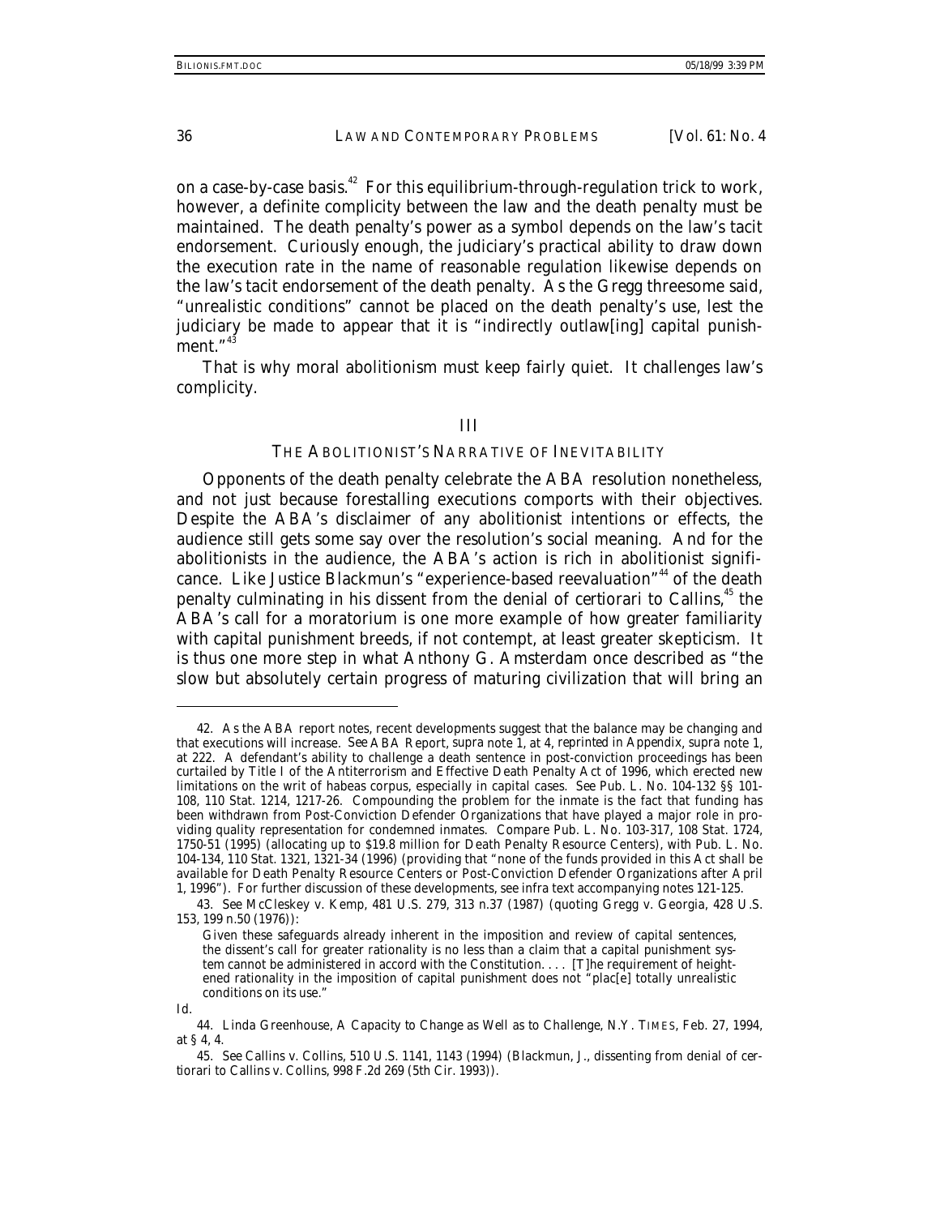on a case-by-case basis.[42] For this equilibrium-through-regulation trick to work, however, a definite complicity between the law and the death penalty must be maintained. The death penalty's power as a symbol depends on the law's tacit endorsement. Curiously enough, the judiciary's practical ability to draw down the execution rate in the name of reasonable regulation likewise depends on the law's tacit endorsement of the death penalty. As the *Gregg* threesome said, "unrealistic conditions" cannot be placed on the death penalty's use, lest the judiciary be made to appear that it is "indirectly outlaw[ing] capital punishment."[43]

That is why moral abolitionism must keep fairly quiet. It challenges law's complicity.

## III

## THE ABOLITIONIST'S NARRATIVE OF INEVITABILITY

Opponents of the death penalty celebrate the ABA resolution nonetheless, and not just because forestalling executions comports with their objectives. Despite the ABA's disclaimer of any abolitionist intentions or effects, the audience still gets some say over the resolution's social meaning. And for the abolitionists in the audience, the ABA's action is rich in abolitionist significance. Like Justice Blackmun's "experience-based reevaluation"[44] of the death penalty culminating in his dissent from the denial of certiorari to *Callins*,[45] the ABA's call for a moratorium is one more example of how greater familiarity with capital punishment breeds, if not contempt, at least greater skepticism. It is thus one more step in what Anthony G. Amsterdam once described as "the slow but absolutely certain progress of maturing civilization that will bring an

---

42. As the ABA report notes, recent developments suggest that the balance may be changing and that executions will increase. *See* ABA Report, *supra* note 1, at 4, *reprinted in Appendix*, *supra* note 1, at 222. A defendant's ability to challenge a death sentence in post-conviction proceedings has been curtailed by Title I of the Antiterrorism and Effective Death Penalty Act of 1996, which erected new limitations on the writ of habeas corpus, especially in capital cases. *See* Pub. L. No. 104-132 §§ 101-108, 110 Stat. 1214, 1217-26. Compounding the problem for the inmate is the fact that funding has been withdrawn from Post-Conviction Defender Organizations that have played a major role in providing quality representation for condemned inmates. *Compare* Pub. L. No. 103-317, 108 Stat. 1724, 1750-51 (1995) (allocating up to $19.8 million for Death Penalty Resource Centers), *with* Pub. L. No. 104-134, 110 Stat. 1321, 1321-34 (1996) (providing that "none of the funds provided in this Act shall be available for Death Penalty Resource Centers or Post-Conviction Defender Organizations after April 1, 1996"). For further discussion of these developments, see *infra* text accompanying notes 121-125.

43. *See* McCleskey v. Kemp, 481 U.S. 279, 313 n.37 (1987) (quoting Gregg v. Georgia, 428 U.S. 153, 199 n.50 (1976)):

> Given these safeguards already inherent in the imposition and review of capital sentences, the dissent's call for greater rationality is no less than a claim that a capital punishment system cannot be administered in accord with the Constitution. . . . [T]he requirement of heightened rationality in the imposition of capital punishment does not "plac[e] totally unrealistic conditions on its use."

*Id.*

44. Linda Greenhouse, *A Capacity to Change as Well as to Challenge*, N.Y. TIMES, Feb. 27, 1994, at § 4, 4.

45. *See* Callins v. Collins, 510 U.S. 1141, 1143 (1994) (Blackmun, J., dissenting from denial of certiorari to Callins v. Collins, 998 F.2d 269 (5th Cir. 1993)).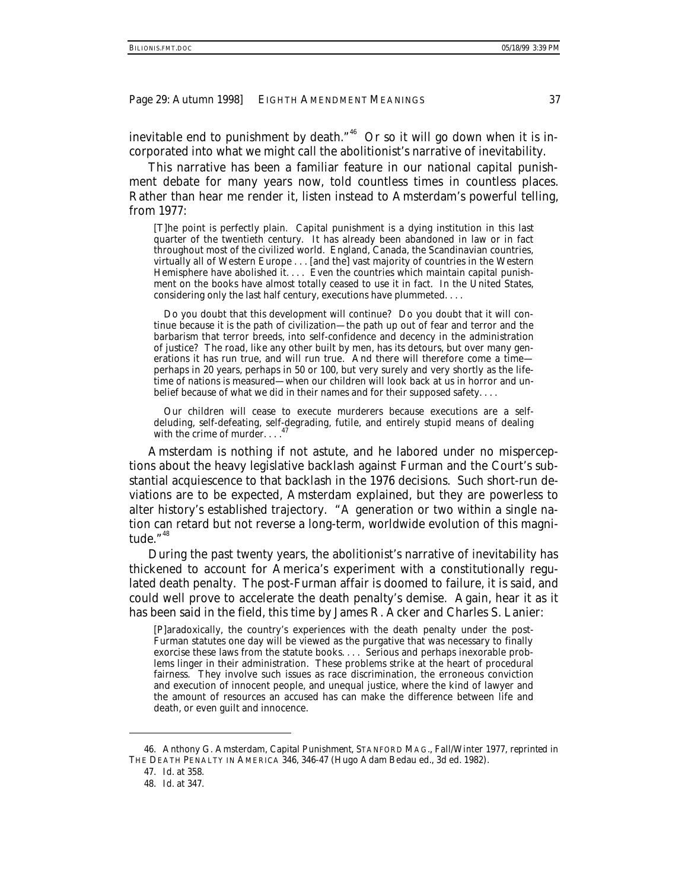inevitable end to punishment by death."[46] Or so it will go down when it is incorporated into what we might call the abolitionist's narrative of inevitability.

This narrative has been a familiar feature in our national capital punishment debate for many years now, told countless times in countless places. Rather than hear me render it, listen instead to Amsterdam's powerful telling, from 1977:

> [T]he point is perfectly plain. Capital punishment is a dying institution in this last quarter of the twentieth century. It has already been abandoned in law or in fact throughout most of the civilized world. England, Canada, the Scandinavian countries, virtually all of Western Europe . . . [and the] vast majority of countries in the Western Hemisphere have abolished it. . . . Even the countries which maintain capital punishment on the books have almost totally ceased to use it in fact. In the United States, considering only the last half century, executions have plummeted. . . .
>
> Do you doubt that this development will continue? Do you doubt that it will continue because it is the path of civilization—the path up out of fear and terror and the barbarism that terror breeds, into self-confidence and decency in the administration of justice? The road, like any other built by men, has its detours, but over many generations it has run true, and will run true. And there will therefore come a time—perhaps in 20 years, perhaps in 50 or 100, but very surely and very shortly as the lifetime of nations is measured—when our children will look back at us in horror and unbelief because of what we did in their names and for their supposed safety. . . .
>
> Our children will cease to execute murderers because executions are a self-deluding, self-defeating, self-degrading, futile, and entirely stupid means of dealing with the crime of murder. . . .[47]

Amsterdam is nothing if not astute, and he labored under no misperceptions about the heavy legislative backlash against *Furman* and the Court's substantial acquiescence to that backlash in the 1976 decisions. Such short-run deviations are to be expected, Amsterdam explained, but they are powerless to alter history's established trajectory. "A generation or two within a single nation can retard but not reverse a long-term, worldwide evolution of this magnitude."[48]

During the past twenty years, the abolitionist's narrative of inevitability has thickened to account for America's experiment with a constitutionally regulated death penalty. The post-*Furman* affair is doomed to failure, it is said, and could well prove to accelerate the death penalty's demise. Again, hear it as it has been said in the field, this time by James R. Acker and Charles S. Lanier:

> [P]aradoxically, the country's experiences with the death penalty under the post-*Furman* statutes one day will be viewed as the purgative that was necessary to finally exorcise these laws from the statute books. . . . Serious and perhaps inexorable problems linger in their administration. These problems strike at the heart of procedural fairness. They involve such issues as race discrimination, the erroneous conviction and execution of innocent people, and unequal justice, where the kind of lawyer and the amount of resources an accused has can make the difference between life and death, or even guilt and innocence.

---

46. Anthony G. Amsterdam, *Capital Punishment*, STANFORD MAG., Fall/Winter 1977, *reprinted in* THE DEATH PENALTY IN AMERICA 346, 346-47 (Hugo Adam Bedau ed., 3d ed. 1982).

47. *Id.* at 358.

48. *Id.* at 347.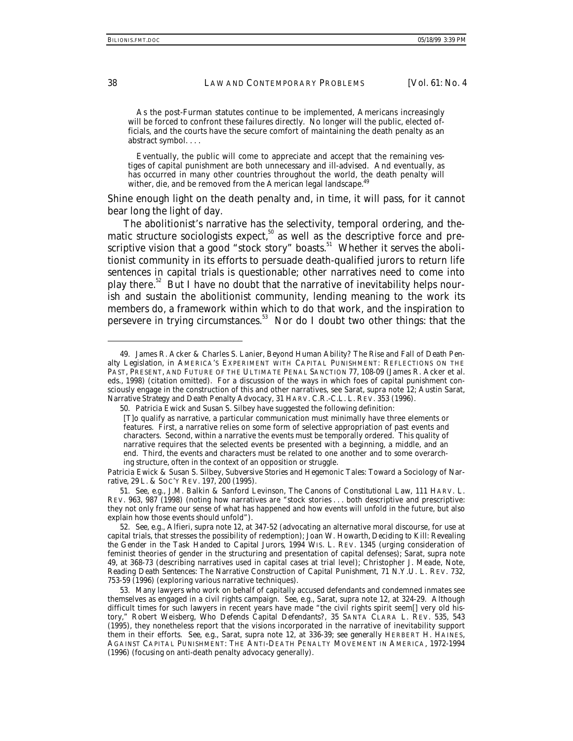> As the post-Furman statutes continue to be implemented, Americans increasingly will be forced to confront these failures directly. No longer will the public, elected officials, and the courts have the secure comfort of maintaining the death penalty as an abstract symbol. . . .
>
> Eventually, the public will come to appreciate and accept that the remaining vestiges of capital punishment are both unnecessary and ill-advised. And eventually, as has occurred in many other countries throughout the world, the death penalty will wither, die, and be removed from the American legal landscape.[49]

Shine enough light on the death penalty and, in time, it will pass, for it cannot bear long the light of day.

The abolitionist's narrative has the selectivity, temporal ordering, and thematic structure sociologists expect,[50] as well as the descriptive force and prescriptive vision that a good "stock story" boasts.[51] Whether it serves the abolitionist community in its efforts to persuade death-qualified jurors to return life sentences in capital trials is questionable; other narratives need to come into play there.[52] But I have no doubt that the narrative of inevitability helps nourish and sustain the abolitionist community, lending meaning to the work its members do, a framework within which to do that work, and the inspiration to persevere in trying circumstances.[53] Nor do I doubt two other things: that the

---

49. James R. Acker & Charles S. Lanier, *Beyond Human Ability? The Rise and Fall of Death Penalty Legislation*, *in* AMERICA'S EXPERIMENT WITH CAPITAL PUNISHMENT: REFLECTIONS ON THE PAST, PRESENT, AND FUTURE OF THE ULTIMATE PENAL SANCTION 77, 108-09 (James R. Acker et al. eds., 1998) (citation omitted). For a discussion of the ways in which foes of capital punishment consciously engage in the construction of this and other narratives, see Sarat, *supra* note 12; Austin Sarat, *Narrative Strategy and Death Penalty Advocacy*, 31 HARV. C.R.-C.L. L. REV. 353 (1996).

50. Patricia Ewick and Susan S. Silbey have suggested the following definition:

> [T]o qualify as narrative, a particular communication must minimally have three elements or features. First, a narrative relies on some form of selective appropriation of past events and characters. Second, within a narrative the events must be temporally ordered. This quality of narrative requires that the selected events be presented with a beginning, a middle, and an end. Third, the events and characters must be related to one another and to some overarching structure, often in the context of an opposition or struggle.

Patricia Ewick & Susan S. Silbey, *Subversive Stories and Hegemonic Tales: Toward a Sociology of Narrative*, 29 L. & SOC'Y REV. 197, 200 (1995).

51. *See, e.g.*, J.M. Balkin & Sanford Levinson, *The Canons of Constitutional Law*, 111 HARV. L. REV. 963, 987 (1998) (noting how narratives are "stock stories . . . both descriptive and prescriptive: they not only frame our sense of what has happened and how events will unfold in the future, but also explain how those events should unfold").

52. *See, e.g.*, Alfieri, *supra* note 12, at 347-52 (advocating an alternative moral discourse, for use at capital trials, that stresses the possibility of redemption); Joan W. Howarth, *Deciding to Kill: Revealing the Gender in the Task Handed to Capital Jurors*, 1994 WIS. L. REV. 1345 (urging consideration of feminist theories of gender in the structuring and presentation of capital defenses); Sarat, *supra* note 49, at 368-73 (describing narratives used in capital cases at trial level); Christopher J. Meade, Note, *Reading Death Sentences: The Narrative Construction of Capital Punishment*, 71 N.Y.U. L. REV. 732, 753-59 (1996) (exploring various narrative techniques).

53. Many lawyers who work on behalf of capitally accused defendants and condemned inmates see themselves as engaged in a civil rights campaign. *See, e.g.*, Sarat, *supra* note 12, at 324-29. Although difficult times for such lawyers in recent years have made "the civil rights spirit seem[] very old history," Robert Weisberg, *Who Defends Capital Defendants?*, 35 SANTA CLARA L. REV. 535, 543 (1995), they nonetheless report that the visions incorporated in the narrative of inevitability support them in their efforts. *See, e.g.*, Sarat, *supra* note 12, at 336-39; *see generally* HERBERT H. HAINES, AGAINST CAPITAL PUNISHMENT: THE ANTI-DEATH PENALTY MOVEMENT IN AMERICA, 1972-1994 (1996) (focusing on anti-death penalty advocacy generally).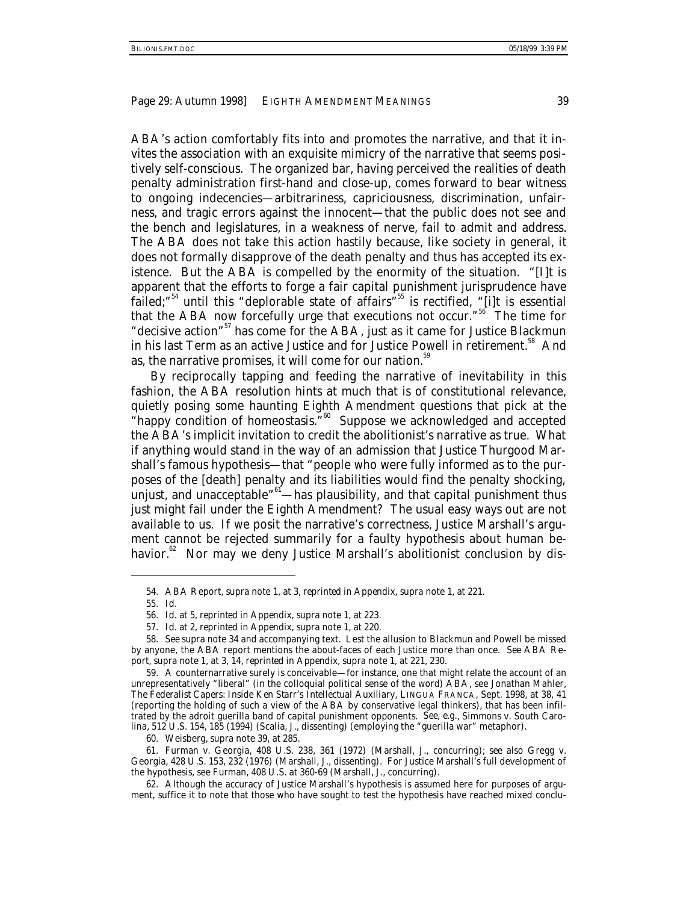ABA's action comfortably fits into and promotes the narrative, and that it invites the association with an exquisite mimicry of the narrative that seems positively self-conscious. The organized bar, having perceived the realities of death penalty administration first-hand and close-up, comes forward to bear witness to ongoing indecencies—arbitrariness, capriciousness, discrimination, unfairness, and tragic errors against the innocent—that the public does not see and the bench and legislatures, in a weakness of nerve, fail to admit and address. The ABA does not take this action hastily because, like society in general, it does not formally disapprove of the death penalty and thus has accepted its existence. But the ABA is compelled by the enormity of the situation. "[I]t is apparent that the efforts to forge a fair capital punishment jurisprudence have failed;"[54] until this "deplorable state of affairs"[55] is rectified, "[i]t is essential that the ABA now forcefully urge that executions not occur."[56] The time for "decisive action"[57] has come for the ABA, just as it came for Justice Blackmun in his last Term as an active Justice and for Justice Powell in retirement.[58] And as, the narrative promises, it will come for our nation.[59]

By reciprocally tapping and feeding the narrative of inevitability in this fashion, the ABA resolution hints at much that is of constitutional relevance, quietly posing some haunting Eighth Amendment questions that pick at the "happy condition of homeostasis."[60] Suppose we acknowledged and accepted the ABA's implicit invitation to credit the abolitionist's narrative as true. What if anything would stand in the way of an admission that Justice Thurgood Marshall's famous hypothesis—that "people who were fully informed as to the purposes of the [death] penalty and its liabilities would find the penalty shocking, unjust, and unacceptable"[61]—has plausibility, and that capital punishment thus just might fail under the Eighth Amendment? The usual easy ways out are not available to us. If we posit the narrative's correctness, Justice Marshall's argument cannot be rejected summarily for a faulty hypothesis about human behavior.[62] Nor may we deny Justice Marshall's abolitionist conclusion by dis-

54. ABA Report, *supra* note 1, at 3, *reprinted in* Appendix, *supra* note 1, at 221.

55. *Id.*

56. *Id.* at 5, *reprinted in* Appendix, *supra* note 1, at 223.

57. *Id.* at 2, *reprinted in* Appendix, *supra* note 1, at 220.

58. *See supra* note 34 and accompanying text. Lest the allusion to Blackmun and Powell be missed by anyone, the ABA report mentions the about-faces of each Justice more than once. *See* ABA Report, *supra* note 1, at 3, 14, *reprinted in* Appendix, *supra* note 1, at 221, 230.

59. A counternarrative surely is conceivable—for instance, one that might relate the account of an unrepresentatively "liberal" (in the colloquial political sense of the word) ABA, *see* Jonathan Mahler, *The Federalist Capers: Inside Ken Starr's Intellectual Auxiliary*, LINGUA FRANCA, Sept. 1998, at 38, 41 (reporting the holding of such a view of the ABA by conservative legal thinkers), that has been infiltrated by the adroit guerilla band of capital punishment opponents. *See, e.g.*, Simmons v. South Carolina, 512 U.S. 154, 185 (1994) (Scalia, J., dissenting) (employing the "guerilla war" metaphor).

60. Weisberg, *supra* note 39, at 285.

61. Furman v. Georgia, 408 U.S. 238, 361 (1972) (Marshall, J., concurring); *see also* Gregg v. Georgia, 428 U.S. 153, 232 (1976) (Marshall, J., dissenting). For Justice Marshall's full development of the hypothesis, see *Furman*, 408 U.S. at 360-69 (Marshall, J., concurring).

62. Although the accuracy of Justice Marshall's hypothesis is assumed here for purposes of argument, suffice it to note that those who have sought to test the hypothesis have reached mixed conclu-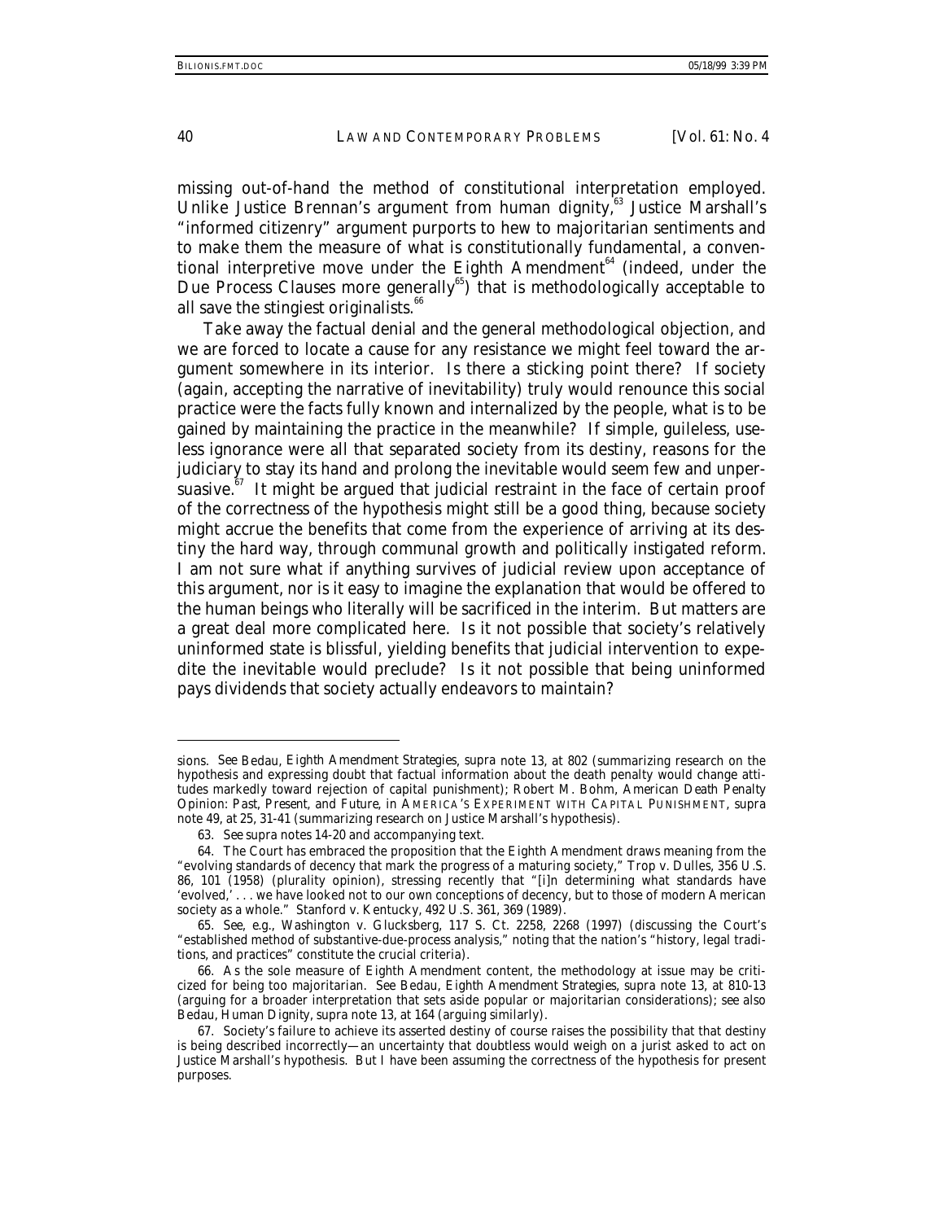missing out-of-hand the method of constitutional interpretation employed. Unlike Justice Brennan's argument from human dignity,[63] Justice Marshall's "informed citizenry" argument purports to hew to majoritarian sentiments and to make them the measure of what is constitutionally fundamental, a conventional interpretive move under the Eighth Amendment[64] (indeed, under the Due Process Clauses more generally[65]) that is methodologically acceptable to all save the stingiest originalists.[66]

Take away the factual denial and the general methodological objection, and we are forced to locate a cause for any resistance we might feel toward the argument somewhere in its interior. Is there a sticking point there? If society (again, accepting the narrative of inevitability) truly would renounce this social practice were the facts fully known and internalized by the people, what is to be gained by maintaining the practice in the meanwhile? If simple, guileless, useless ignorance were all that separated society from its destiny, reasons for the judiciary to stay its hand and prolong the inevitable would seem few and unpersuasive.[67] It might be argued that judicial restraint in the face of certain proof of the correctness of the hypothesis might still be a good thing, because society might accrue the benefits that come from the experience of arriving at its destiny the hard way, through communal growth and politically instigated reform. I am not sure what if anything survives of judicial review upon acceptance of this argument, nor is it easy to imagine the explanation that would be offered to the human beings who literally will be sacrificed in the interim. But matters are a great deal more complicated here. Is it not possible that society's relatively uninformed state is blissful, yielding benefits that judicial intervention to expedite the inevitable would preclude? Is it not possible that being uninformed pays dividends that society actually endeavors to maintain?

---

sions. *See* Bedau, *Eighth Amendment Strategies*, *supra* note 13, at 802 (summarizing research on the hypothesis and expressing doubt that factual information about the death penalty would change attitudes markedly toward rejection of capital punishment); Robert M. Bohm, *American Death Penalty Opinion: Past, Present, and Future*, *in* AMERICA'S EXPERIMENT WITH CAPITAL PUNISHMENT, *supra* note 49, at 25, 31-41 (summarizing research on Justice Marshall's hypothesis).

63. *See supra* notes 14-20 and accompanying text.

64. The Court has embraced the proposition that the Eighth Amendment draws meaning from the "evolving standards of decency that mark the progress of a maturing society," Trop v. Dulles, 356 U.S. 86, 101 (1958) (plurality opinion), stressing recently that "[i]n determining what standards have 'evolved,' . . . we have looked not to our own conceptions of decency, but to those of modern American society as a whole." Stanford v. Kentucky, 492 U.S. 361, 369 (1989).

65. *See, e.g.*, Washington v. Glucksberg, 117 S. Ct. 2258, 2268 (1997) (discussing the Court's "established method of substantive-due-process analysis," noting that the nation's "history, legal traditions, and practices" constitute the crucial criteria).

66. As the sole measure of Eighth Amendment content, the methodology at issue may be criticized for being too majoritarian. *See* Bedau, *Eighth Amendment Strategies*, *supra* note 13, at 810-13 (arguing for a broader interpretation that sets aside popular or majoritarian considerations); *see also* Bedau, *Human Dignity*, *supra* note 13, at 164 (arguing similarly).

67. Society's failure to achieve its asserted destiny of course raises the possibility that that destiny is being described incorrectly—an uncertainty that doubtless would weigh on a jurist asked to act on Justice Marshall's hypothesis. But I have been assuming the correctness of the hypothesis for present purposes.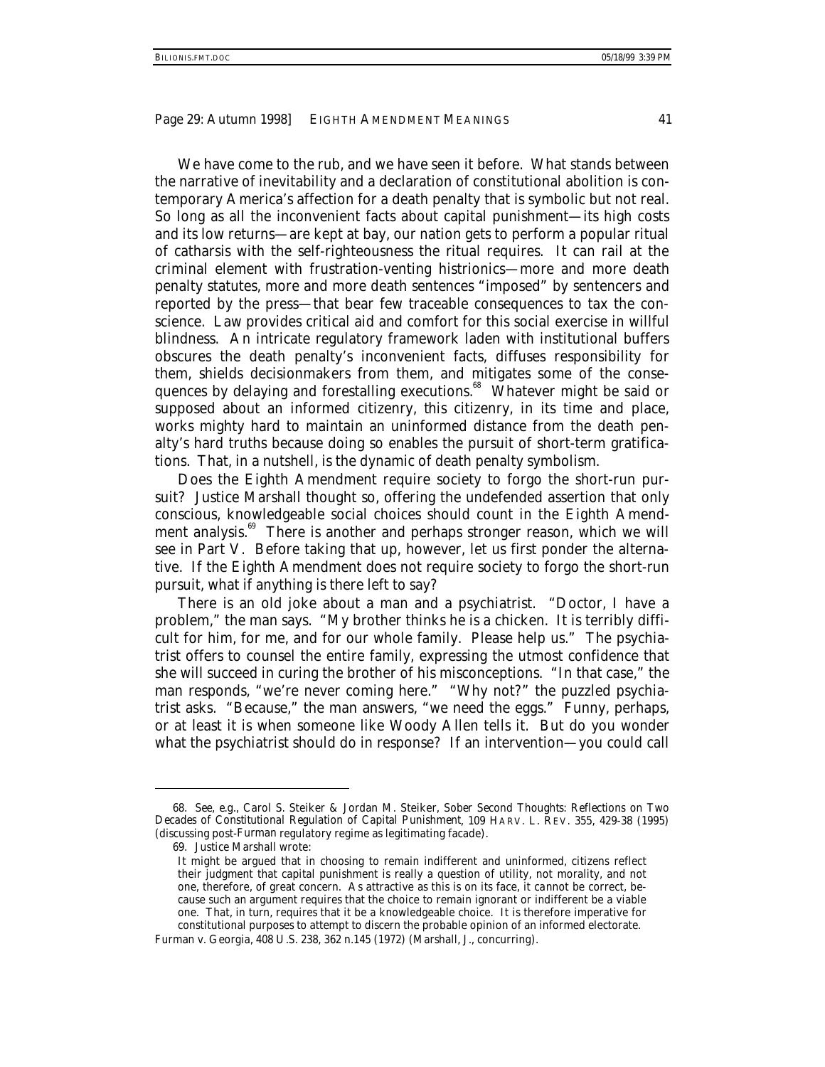We have come to the rub, and we have seen it before. What stands between the narrative of inevitability and a declaration of constitutional abolition is contemporary America's affection for a death penalty that is symbolic but not real. So long as all the inconvenient facts about capital punishment—its high costs and its low returns—are kept at bay, our nation gets to perform a popular ritual of catharsis with the self-righteousness the ritual requires. It can rail at the criminal element with frustration-venting histrionics—more and more death penalty statutes, more and more death sentences "imposed" by sentencers and reported by the press—that bear few traceable consequences to tax the conscience. Law provides critical aid and comfort for this social exercise in willful blindness. An intricate regulatory framework laden with institutional buffers obscures the death penalty's inconvenient facts, diffuses responsibility for them, shields decisionmakers from them, and mitigates some of the consequences by delaying and forestalling executions.[68] Whatever might be said or supposed about an informed citizenry, this citizenry, in its time and place, works mighty hard to maintain an uninformed distance from the death penalty's hard truths because doing so enables the pursuit of short-term gratifications. That, in a nutshell, is the dynamic of death penalty symbolism.

Does the Eighth Amendment require society to forgo the short-run pursuit? Justice Marshall thought so, offering the undefended assertion that only conscious, knowledgeable social choices should count in the Eighth Amendment analysis.[69] There is another and perhaps stronger reason, which we will see in Part V. Before taking that up, however, let us first ponder the alternative. If the Eighth Amendment does not require society to forgo the short-run pursuit, what if anything is there left to say?

There is an old joke about a man and a psychiatrist. "Doctor, I have a problem," the man says. "My brother thinks he is a chicken. It is terribly difficult for him, for me, and for our whole family. Please help us." The psychiatrist offers to counsel the entire family, expressing the utmost confidence that she will succeed in curing the brother of his misconceptions. "In that case," the man responds, "we're never coming here." "Why not?" the puzzled psychiatrist asks. "Because," the man answers, "we need the eggs." Funny, perhaps, or at least it is when someone like Woody Allen tells it. But do you wonder what the psychiatrist should do in response? If an intervention—you could call

---

68. *See, e.g.*, Carol S. Steiker & Jordan M. Steiker, *Sober Second Thoughts: Reflections on Two Decades of Constitutional Regulation of Capital Punishment*, 109 HARV. L. REV. 355, 429-38 (1995) (discussing post-*Furman* regulatory regime as legitimating facade).

69. Justice Marshall wrote:

> It might be argued that in choosing to remain indifferent and uninformed, citizens reflect their judgment that capital punishment is really a question of utility, not morality, and not one, therefore, of great concern. As attractive as this is on its face, it cannot be correct, because such an argument requires that the choice to remain ignorant or indifferent be a viable one. That, in turn, requires that it be a knowledgeable choice. It is therefore imperative for constitutional purposes to attempt to discern the probable opinion of an informed electorate.

*Furman v. Georgia*, 408 U.S. 238, 362 n.145 (1972) (Marshall, J., concurring).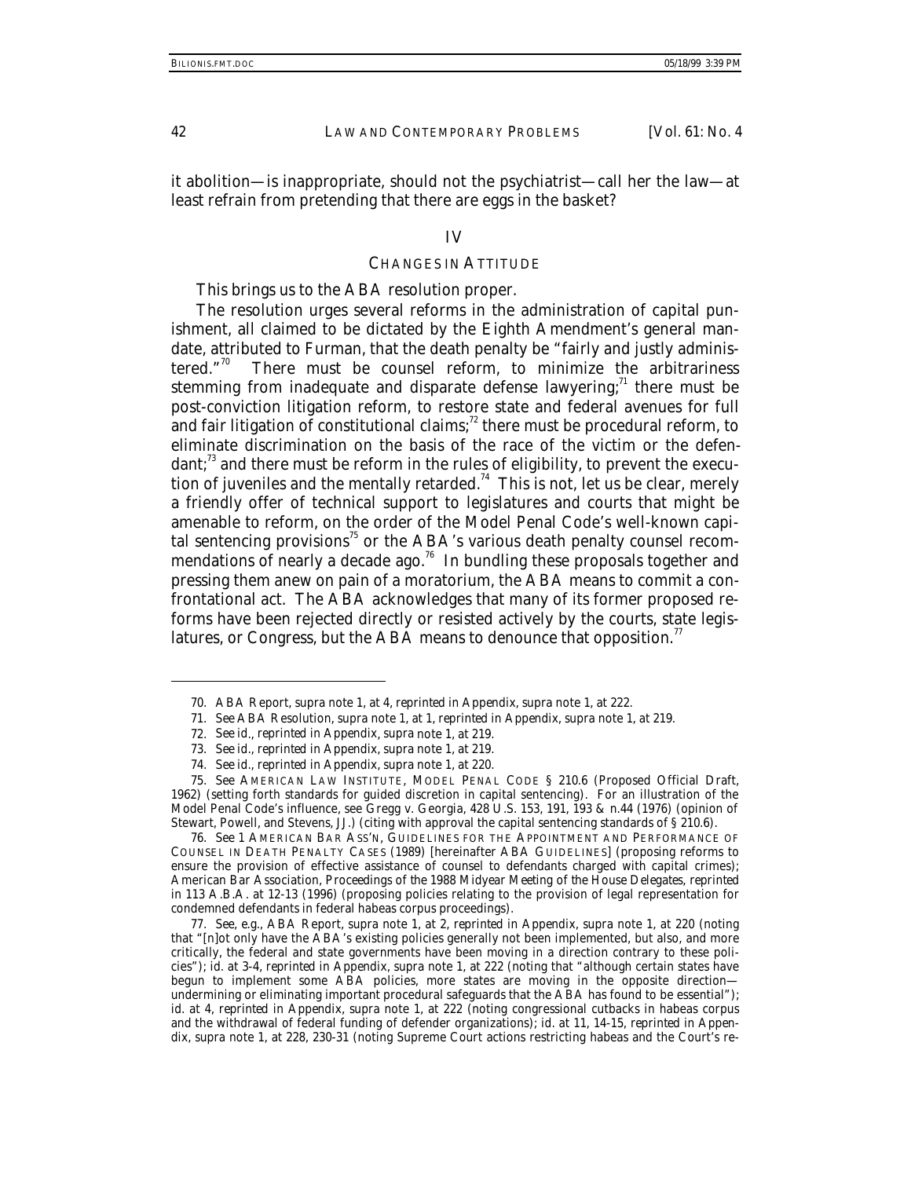it abolition—is inappropriate, should not the psychiatrist—call her the law—at least refrain from pretending that there are eggs in the basket?

## IV

## CHANGES IN ATTITUDE

This brings us to the ABA resolution proper.

The resolution urges several reforms in the administration of capital punishment, all claimed to be dictated by the Eighth Amendment's general mandate, attributed to *Furman*, that the death penalty be "fairly and justly administered."[70] There must be counsel reform, to minimize the arbitrariness stemming from inadequate and disparate defense lawyering;[71] there must be post-conviction litigation reform, to restore state and federal avenues for full and fair litigation of constitutional claims;[72] there must be procedural reform, to eliminate discrimination on the basis of the race of the victim or the defendant;[73] and there must be reform in the rules of eligibility, to prevent the execution of juveniles and the mentally retarded.[74] This is not, let us be clear, merely a friendly offer of technical support to legislatures and courts that might be amenable to reform, on the order of the Model Penal Code's well-known capital sentencing provisions[75] or the ABA's various death penalty counsel recommendations of nearly a decade ago.[76] In bundling these proposals together and pressing them anew on pain of a moratorium, the ABA means to commit a confrontational act. The ABA acknowledges that many of its former proposed reforms have been rejected directly or resisted actively by the courts, state legislatures, or Congress, but the ABA means to denounce that opposition.[77]

---

70. ABA Report, *supra* note 1, at 4, *reprinted in* Appendix, *supra* note 1, at 222.

71. *See* ABA Resolution, *supra* note 1, at 1, *reprinted in* Appendix, *supra* note 1, at 219.

72. *See id.*, *reprinted in* Appendix, *supra* note 1, at 219.

73. *See id.*, *reprinted in* Appendix, *supra* note 1, at 219.

74. *See id.*, *reprinted in* Appendix, *supra* note 1, at 220.

75. *See* AMERICAN LAW INSTITUTE, MODEL PENAL CODE § 210.6 (Proposed Official Draft, 1962) (setting forth standards for guided discretion in capital sentencing). For an illustration of the Model Penal Code's influence, see Gregg v. Georgia, 428 U.S. 153, 191, 193 & n.44 (1976) (opinion of Stewart, Powell, and Stevens, JJ.) (citing with approval the capital sentencing standards of § 210.6).

76. *See* 1 AMERICAN BAR ASS'N, GUIDELINES FOR THE APPOINTMENT AND PERFORMANCE OF COUNSEL IN DEATH PENALTY CASES (1989) [hereinafter ABA GUIDELINES] (proposing reforms to ensure the provision of effective assistance of counsel to defendants charged with capital crimes); American Bar Association, Proceedings of the 1988 Midyear Meeting of the House Delegates, *reprinted in* 113 A.B.A. at 12-13 (1996) (proposing policies relating to the provision of legal representation for condemned defendants in federal habeas corpus proceedings).

77. *See, e.g.*, ABA Report, *supra* note 1, at 2, *reprinted in* Appendix, *supra* note 1, at 220 (noting that "[n]ot only have the ABA's existing policies generally not been implemented, but also, and more critically, the federal and state governments have been moving in a direction contrary to these policies"); *id.* at 3-4, *reprinted in* Appendix, *supra* note 1, at 222 (noting that "although certain states have begun to implement some ABA policies, more states are moving in the opposite direction—undermining or eliminating important procedural safeguards that the ABA has found to be essential"); *id.* at 4, *reprinted in* Appendix, *supra* note 1, at 222 (noting congressional cutbacks in habeas corpus and the withdrawal of federal funding of defender organizations); *id.* at 11, 14-15, *reprinted in* Appendix, *supra* note 1, at 228, 230-31 (noting Supreme Court actions restricting habeas and the Court's re-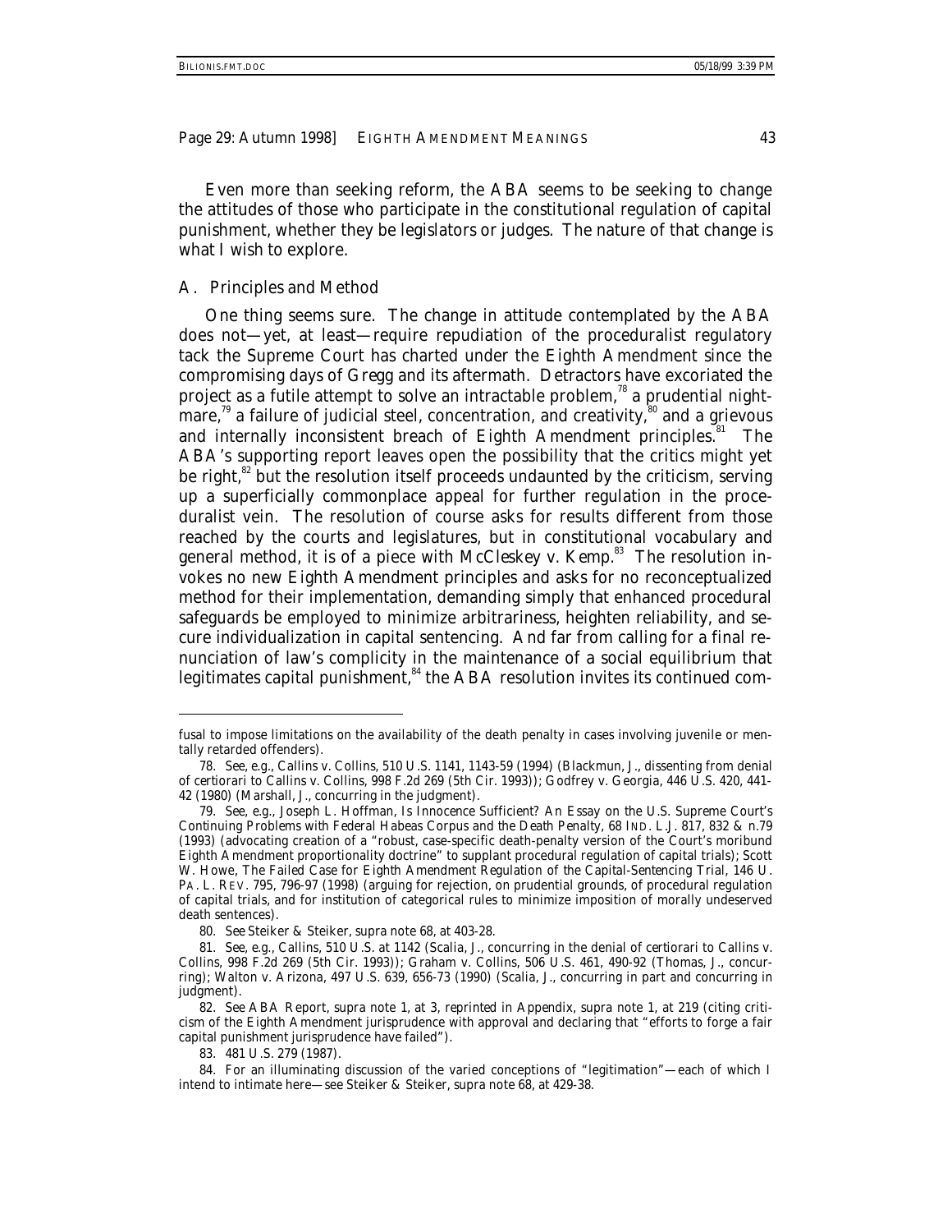Even more than seeking reform, the ABA seems to be seeking to change the attitudes of those who participate in the constitutional regulation of capital punishment, whether they be legislators or judges. The nature of that change is what I wish to explore.

### A. Principles and Method

One thing seems sure. The change in attitude contemplated by the ABA does not—yet, at least—require repudiation of the proceduralist regulatory tack the Supreme Court has charted under the Eighth Amendment since the compromising days of *Gregg* and its aftermath. Detractors have excoriated the project as a futile attempt to solve an intractable problem,[78] a prudential nightmare,[79] a failure of judicial steel, concentration, and creativity,[80] and a grievous and internally inconsistent breach of Eighth Amendment principles.[81] The ABA's supporting report leaves open the possibility that the critics might yet be right,[82] but the resolution itself proceeds undaunted by the criticism, serving up a superficially commonplace appeal for further regulation in the proceduralist vein. The resolution of course asks for results different from those reached by the courts and legislatures, but in constitutional vocabulary and general method, it is of a piece with *McCleskey v. Kemp*.[83] The resolution invokes no new Eighth Amendment principles and asks for no reconceptualized method for their implementation, demanding simply that enhanced procedural safeguards be employed to minimize arbitrariness, heighten reliability, and secure individualization in capital sentencing. And far from calling for a final renunciation of law's complicity in the maintenance of a social equilibrium that legitimates capital punishment,[84] the ABA resolution invites its continued com-

---

fusal to impose limitations on the availability of the death penalty in cases involving juvenile or mentally retarded offenders).

78. *See, e.g.*, Callins v. Collins, 510 U.S. 1141, 1143-59 (1994) (Blackmun, J., dissenting from denial of certiorari to Callins v. Collins, 998 F.2d 269 (5th Cir. 1993)); Godfrey v. Georgia, 446 U.S. 420, 441-42 (1980) (Marshall, J., concurring in the judgment).

79. *See, e.g.*, Joseph L. Hoffman, *Is Innocence Sufficient? An Essay on the U.S. Supreme Court's Continuing Problems with Federal Habeas Corpus and the Death Penalty*, 68 IND. L.J. 817, 832 & n.79 (1993) (advocating creation of a "robust, case-specific death-penalty version of the Court's moribund Eighth Amendment proportionality doctrine" to supplant procedural regulation of capital trials); Scott W. Howe, *The Failed Case for Eighth Amendment Regulation of the Capital-Sentencing Trial*, 146 U. PA. L. REV. 795, 796-97 (1998) (arguing for rejection, on prudential grounds, of procedural regulation of capital trials, and for institution of categorical rules to minimize imposition of morally undeserved death sentences).

80. *See* Steiker & Steiker, *supra* note 68, at 403-28.

81. *See, e.g.*, *Callins*, 510 U.S. at 1142 (Scalia, J., concurring in the denial of certiorari to Callins v. Collins, 998 F.2d 269 (5th Cir. 1993)); Graham v. Collins, 506 U.S. 461, 490-92 (Thomas, J., concurring); Walton v. Arizona, 497 U.S. 639, 656-73 (1990) (Scalia, J., concurring in part and concurring in judgment).

82. *See* ABA Report, *supra* note 1, at 3, *reprinted in* Appendix, *supra* note 1, at 219 (citing criticism of the Eighth Amendment jurisprudence with approval and declaring that "efforts to forge a fair capital punishment jurisprudence have failed").

83. 481 U.S. 279 (1987).

84. For an illuminating discussion of the varied conceptions of "legitimation"—each of which I intend to intimate here—see Steiker & Steiker, *supra* note 68, at 429-38.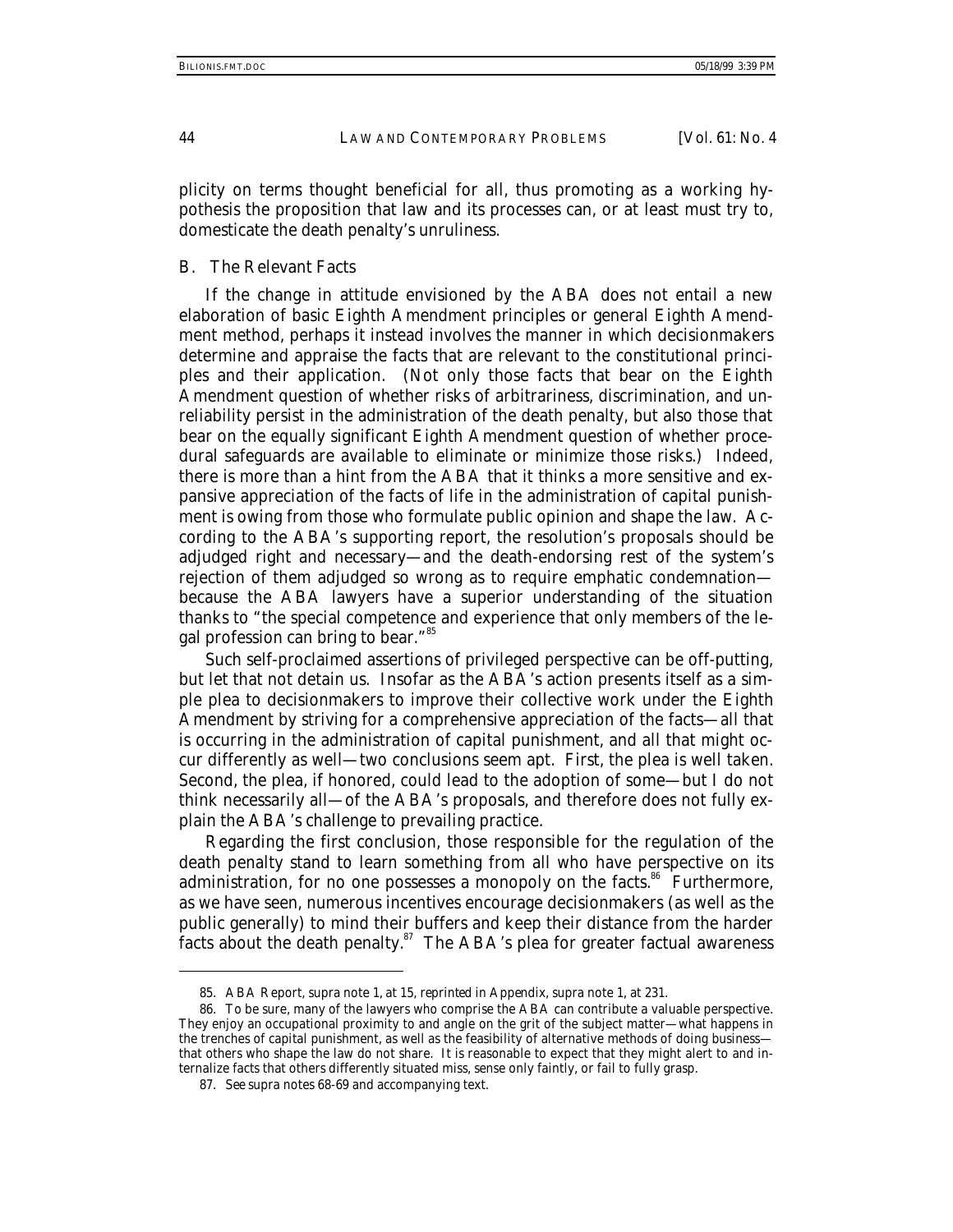plicity on terms thought beneficial for all, thus promoting as a working hypothesis the proposition that law and its processes can, or at least must try to, domesticate the death penalty's unruliness.

### B. The Relevant Facts

If the change in attitude envisioned by the ABA does not entail a new elaboration of basic Eighth Amendment principles or general Eighth Amendment method, perhaps it instead involves the manner in which decisionmakers determine and appraise the facts that are relevant to the constitutional principles and their application. (Not only those facts that bear on the Eighth Amendment question of whether risks of arbitrariness, discrimination, and unreliability persist in the administration of the death penalty, but also those that bear on the equally significant Eighth Amendment question of whether procedural safeguards are available to eliminate or minimize those risks.) Indeed, there is more than a hint from the ABA that it thinks a more sensitive and expansive appreciation of the facts of life in the administration of capital punishment is owing from those who formulate public opinion and shape the law. According to the ABA's supporting report, the resolution's proposals should be adjudged right and necessary—and the death-endorsing rest of the system's rejection of them adjudged so wrong as to require emphatic condemnation—because the ABA lawyers have a superior understanding of the situation thanks to "the special competence and experience that only members of the legal profession can bring to bear."[85]

Such self-proclaimed assertions of privileged perspective can be off-putting, but let that not detain us. Insofar as the ABA's action presents itself as a simple plea to decisionmakers to improve their collective work under the Eighth Amendment by striving for a comprehensive appreciation of the facts—all that is occurring in the administration of capital punishment, and all that might occur differently as well—two conclusions seem apt. First, the plea is well taken. Second, the plea, if honored, could lead to the adoption of some—but I do not think necessarily all—of the ABA's proposals, and therefore does not fully explain the ABA's challenge to prevailing practice.

Regarding the first conclusion, those responsible for the regulation of the death penalty stand to learn something from all who have perspective on its administration, for no one possesses a monopoly on the facts.[86] Furthermore, as we have seen, numerous incentives encourage decisionmakers (as well as the public generally) to mind their buffers and keep their distance from the harder facts about the death penalty.[87] The ABA's plea for greater factual awareness

---

85. ABA Report, *supra* note 1, at 15, *reprinted in* Appendix, *supra* note 1, at 231.

86. To be sure, many of the lawyers who comprise the ABA can contribute a valuable perspective. They enjoy an occupational proximity to and angle on the grit of the subject matter—what happens in the trenches of capital punishment, as well as the feasibility of alternative methods of doing business—that others who shape the law do not share. It is reasonable to expect that they might alert to and internalize facts that others differently situated miss, sense only faintly, or fail to fully grasp.

87. *See supra* notes 68-69 and accompanying text.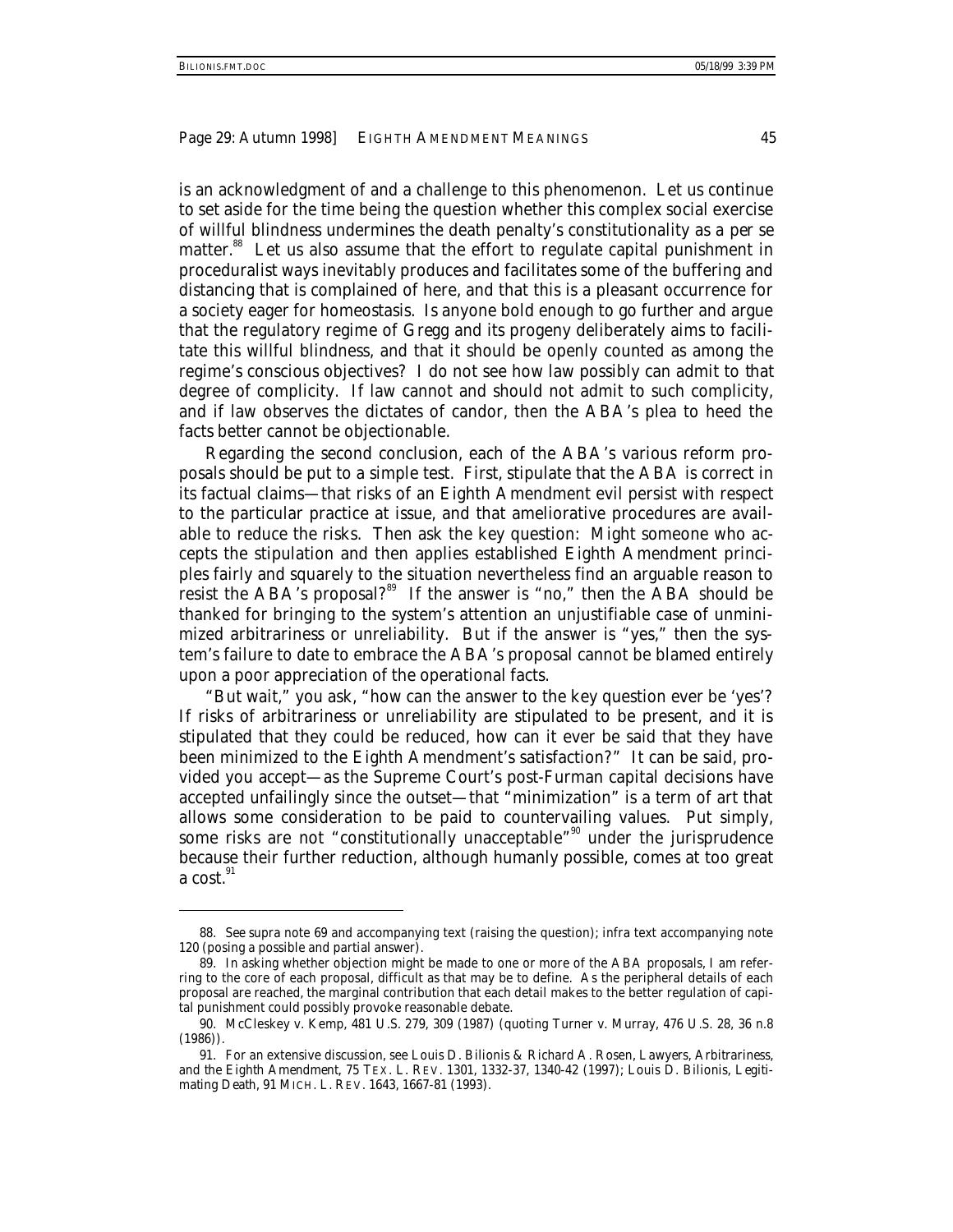is an acknowledgment of and a challenge to this phenomenon. Let us continue to set aside for the time being the question whether this complex social exercise of willful blindness undermines the death penalty's constitutionality as a per se matter.[88] Let us also assume that the effort to regulate capital punishment in proceduralist ways inevitably produces and facilitates some of the buffering and distancing that is complained of here, and that this is a pleasant occurrence for a society eager for homeostasis. Is anyone bold enough to go further and argue that the regulatory regime of *Gregg* and its progeny deliberately aims to facilitate this willful blindness, and that it should be openly counted as among the regime's conscious objectives? I do not see how law possibly can admit to that degree of complicity. If law cannot and should not admit to such complicity, and if law observes the dictates of candor, then the ABA's plea to heed the facts better cannot be objectionable.

Regarding the second conclusion, each of the ABA's various reform proposals should be put to a simple test. First, stipulate that the ABA is correct in its factual claims—that risks of an Eighth Amendment evil persist with respect to the particular practice at issue, and that ameliorative procedures are available to reduce the risks. Then ask the key question: Might someone who accepts the stipulation and then applies established Eighth Amendment principles fairly and squarely to the situation nevertheless find an arguable reason to resist the ABA's proposal?[89] If the answer is "no," then the ABA should be thanked for bringing to the system's attention an unjustifiable case of unminimized arbitrariness or unreliability. But if the answer is "yes," then the system's failure to date to embrace the ABA's proposal cannot be blamed entirely upon a poor appreciation of the operational facts.

"But wait," you ask, "how can the answer to the key question ever be 'yes'? If risks of arbitrariness or unreliability are stipulated to be present, and it is stipulated that they could be reduced, how can it ever be said that they have been minimized to the Eighth Amendment's satisfaction?" It can be said, provided you accept—as the Supreme Court's post-*Furman* capital decisions have accepted unfailingly since the outset—that "minimization" is a term of art that allows some consideration to be paid to countervailing values. Put simply, some risks are not "constitutionally unacceptable"[90] under the jurisprudence because their further reduction, although humanly possible, comes at too great a cost.[91]

---

88. *See supra* note 69 and accompanying text (raising the question); *infra* text accompanying note 120 (posing a possible and partial answer).

89. In asking whether objection might be made to one or more of the ABA proposals, I am referring to the core of each proposal, difficult as that may be to define. As the peripheral details of each proposal are reached, the marginal contribution that each detail makes to the better regulation of capital punishment could possibly provoke reasonable debate.

90. McCleskey v. Kemp, 481 U.S. 279, 309 (1987) (quoting Turner v. Murray, 476 U.S. 28, 36 n.8 (1986)).

91. For an extensive discussion, see Louis D. Bilionis & Richard A. Rosen, *Lawyers, Arbitrariness, and the Eighth Amendment*, 75 TEX. L. REV. 1301, 1332-37, 1340-42 (1997); Louis D. Bilionis, *Legitimating Death*, 91 MICH. L. REV. 1643, 1667-81 (1993).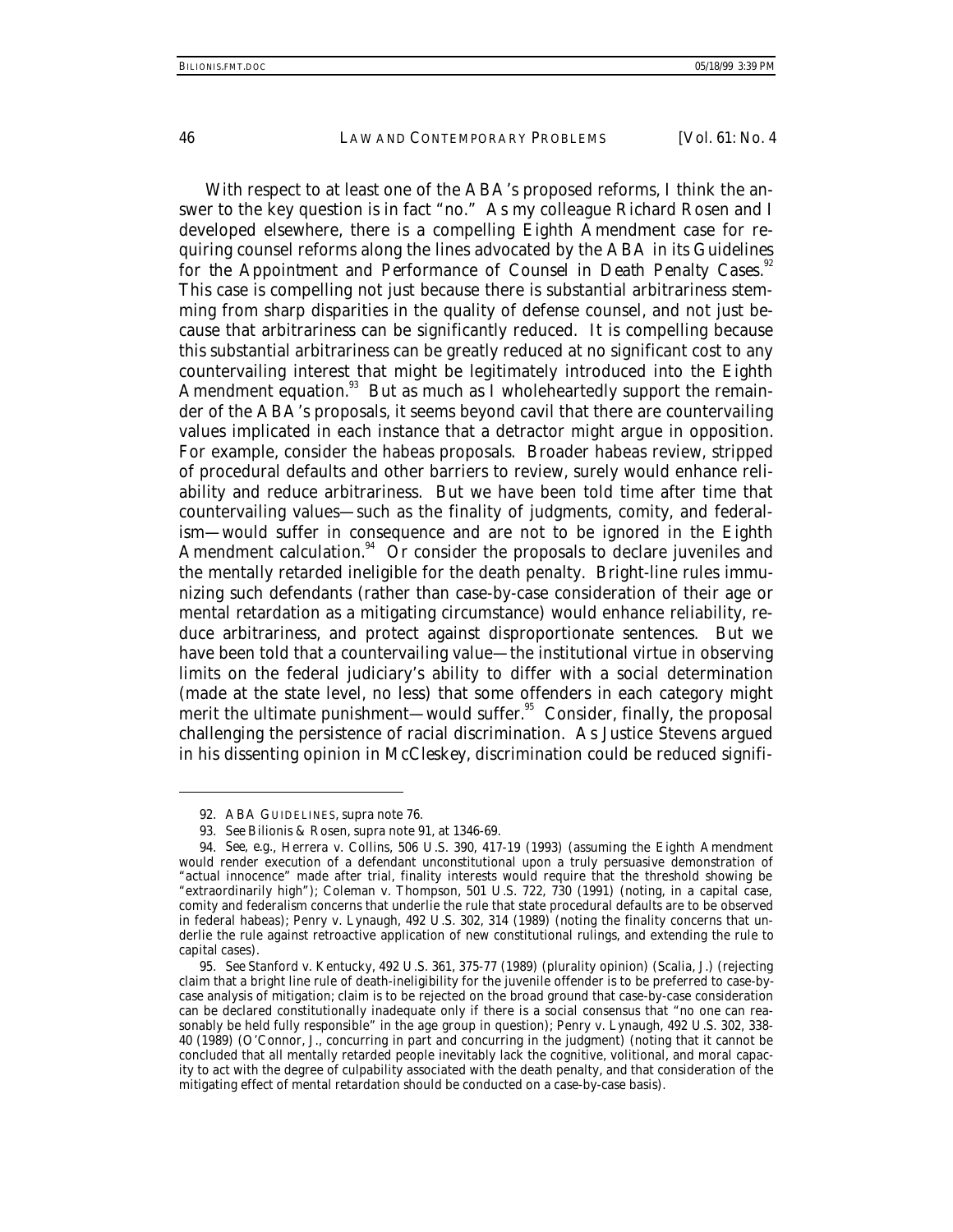With respect to at least one of the ABA's proposed reforms, I think the answer to the key question is in fact "no." As my colleague Richard Rosen and I developed elsewhere, there is a compelling Eighth Amendment case for requiring counsel reforms along the lines advocated by the ABA in its Guidelines for the Appointment and Performance of Counsel in Death Penalty Cases.[92] This case is compelling not just because there is substantial arbitrariness stemming from sharp disparities in the quality of defense counsel, and not just because that arbitrariness can be significantly reduced. It is compelling because this substantial arbitrariness can be greatly reduced at no significant cost to any countervailing interest that might be legitimately introduced into the Eighth Amendment equation.[93] But as much as I wholeheartedly support the remainder of the ABA's proposals, it seems beyond cavil that there are countervailing values implicated in each instance that a detractor might argue in opposition. For example, consider the habeas proposals. Broader habeas review, stripped of procedural defaults and other barriers to review, surely would enhance reliability and reduce arbitrariness. But we have been told time after time that countervailing values—such as the finality of judgments, comity, and federalism—would suffer in consequence and are not to be ignored in the Eighth Amendment calculation.[94] Or consider the proposals to declare juveniles and the mentally retarded ineligible for the death penalty. Bright-line rules immunizing such defendants (rather than case-by-case consideration of their age or mental retardation as a mitigating circumstance) would enhance reliability, reduce arbitrariness, and protect against disproportionate sentences. But we have been told that a countervailing value—the institutional virtue in observing limits on the federal judiciary's ability to differ with a social determination (made at the state level, no less) that some offenders in each category might merit the ultimate punishment—would suffer.[95] Consider, finally, the proposal challenging the persistence of racial discrimination. As Justice Stevens argued in his dissenting opinion in *McCleskey*, discrimination could be reduced signifi-

---

92. ABA GUIDELINES, *supra* note 76.

93. *See* Bilionis & Rosen, *supra* note 91, at 1346-69.

94. *See, e.g.*, Herrera v. Collins, 506 U.S. 390, 417-19 (1993) (assuming the Eighth Amendment would render execution of a defendant unconstitutional upon a truly persuasive demonstration of "actual innocence" made after trial, finality interests would require that the threshold showing be "extraordinarily high"); Coleman v. Thompson, 501 U.S. 722, 730 (1991) (noting, in a capital case, comity and federalism concerns that underlie the rule that state procedural defaults are to be observed in federal habeas); Penry v. Lynaugh, 492 U.S. 302, 314 (1989) (noting the finality concerns that underlie the rule against retroactive application of new constitutional rulings, and extending the rule to capital cases).

95. *See* Stanford v. Kentucky, 492 U.S. 361, 375-77 (1989) (plurality opinion) (Scalia, J.) (rejecting claim that a bright line rule of death-ineligibility for the juvenile offender is to be preferred to case-by-case analysis of mitigation; claim is to be rejected on the broad ground that case-by-case consideration can be declared constitutionally inadequate only if there is a social consensus that "no one can reasonably be held fully responsible" in the age group in question); Penry v. Lynaugh, 492 U.S. 302, 338-40 (1989) (O'Connor, J., concurring in part and concurring in the judgment) (noting that it cannot be concluded that all mentally retarded people inevitably lack the cognitive, volitional, and moral capacity to act with the degree of culpability associated with the death penalty, and that consideration of the mitigating effect of mental retardation should be conducted on a case-by-case basis).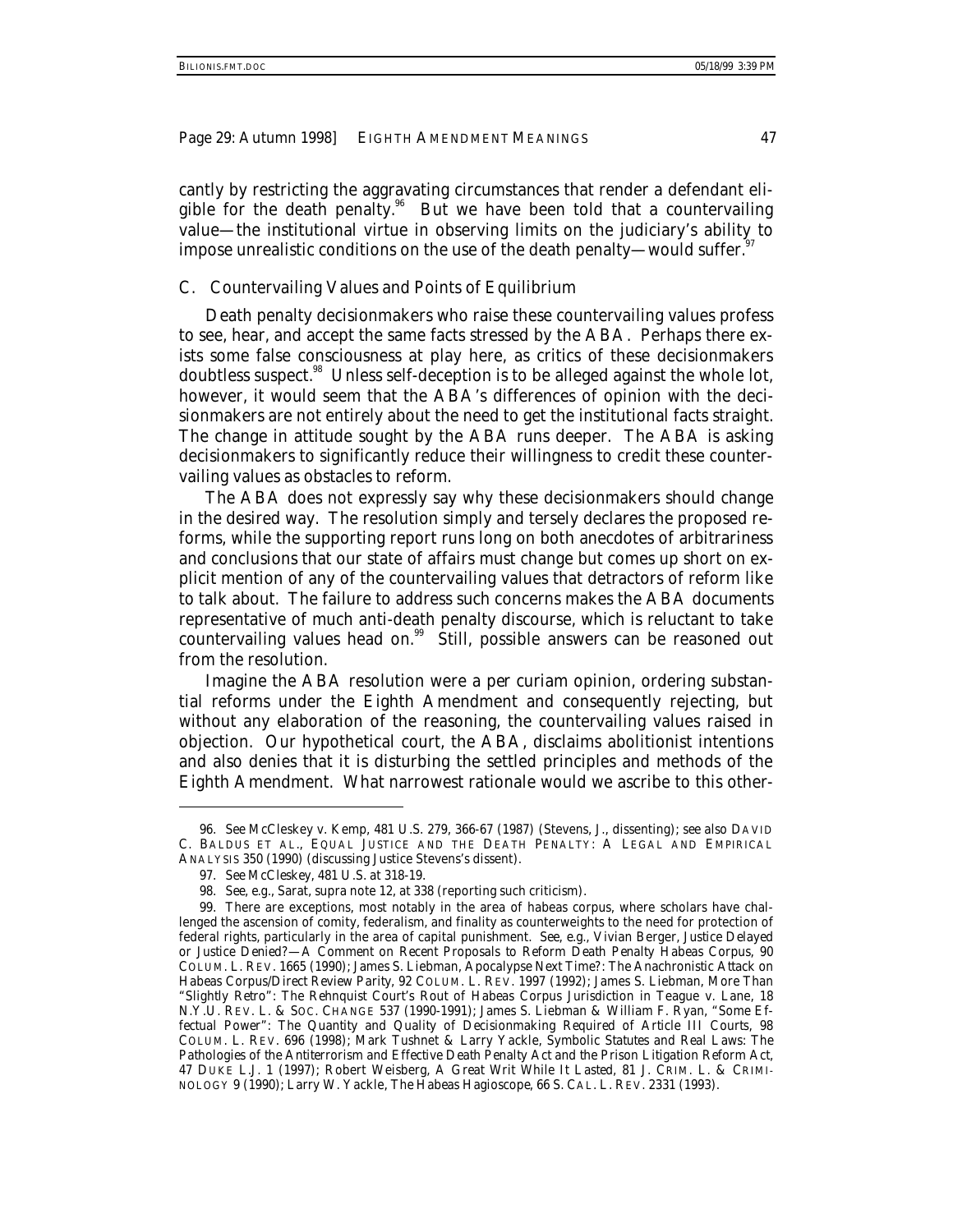cantly by restricting the aggravating circumstances that render a defendant eligible for the death penalty.[96] But we have been told that a countervailing value—the institutional virtue in observing limits on the judiciary's ability to impose unrealistic conditions on the use of the death penalty—would suffer.[97]

### C. Countervailing Values and Points of Equilibrium

Death penalty decisionmakers who raise these countervailing values profess to see, hear, and accept the same facts stressed by the ABA. Perhaps there exists some false consciousness at play here, as critics of these decisionmakers doubtless suspect.[98] Unless self-deception is to be alleged against the whole lot, however, it would seem that the ABA's differences of opinion with the decisionmakers are not entirely about the need to get the institutional facts straight. The change in attitude sought by the ABA runs deeper. The ABA is asking decisionmakers to significantly reduce their willingness to credit these countervailing values as obstacles to reform.

The ABA does not expressly say why these decisionmakers should change in the desired way. The resolution simply and tersely declares the proposed reforms, while the supporting report runs long on both anecdotes of arbitrariness and conclusions that our state of affairs must change but comes up short on explicit mention of any of the countervailing values that detractors of reform like to talk about. The failure to address such concerns makes the ABA documents representative of much anti-death penalty discourse, which is reluctant to take countervailing values head on.[99] Still, possible answers can be reasoned out from the resolution.

Imagine the ABA resolution were a per curiam opinion, ordering substantial reforms under the Eighth Amendment and consequently rejecting, but without any elaboration of the reasoning, the countervailing values raised in objection. Our hypothetical court, the ABA, disclaims abolitionist intentions and also denies that it is disturbing the settled principles and methods of the Eighth Amendment. What narrowest rationale would we ascribe to this other-

---

96. *See* McCleskey v. Kemp, 481 U.S. 279, 366-67 (1987) (Stevens, J., dissenting); *see also* DAVID C. BALDUS ET AL., EQUAL JUSTICE AND THE DEATH PENALTY: A LEGAL AND EMPIRICAL ANALYSIS 350 (1990) (discussing Justice Stevens's dissent).

97. *See McCleskey*, 481 U.S. at 318-19.

98. *See, e.g.*, Sarat, *supra* note 12, at 338 (reporting such criticism).

99. There are exceptions, most notably in the area of habeas corpus, where scholars have challenged the ascension of comity, federalism, and finality as counterweights to the need for protection of federal rights, particularly in the area of capital punishment. *See, e.g.*, Vivian Berger, *Justice Delayed or Justice Denied?—A Comment on Recent Proposals to Reform Death Penalty Habeas Corpus*, 90 COLUM. L. REV. 1665 (1990); James S. Liebman, *Apocalypse Next Time?: The Anachronistic Attack on Habeas Corpus/Direct Review Parity*, 92 COLUM. L. REV. 1997 (1992); James S. Liebman, *More Than "Slightly Retro": The Rehnquist Court's Rout of Habeas Corpus Jurisdiction in Teague v. Lane*, 18 N.Y.U. REV. L. & SOC. CHANGE 537 (1990-1991); James S. Liebman & William F. Ryan, *"Some Effectual Power": The Quantity and Quality of Decisionmaking Required of Article III Courts*, 98 COLUM. L. REV. 696 (1998); Mark Tushnet & Larry Yackle, *Symbolic Statutes and Real Laws: The Pathologies of the Antiterrorism and Effective Death Penalty Act and the Prison Litigation Reform Act*, 47 DUKE L.J. 1 (1997); Robert Weisberg, *A Great Writ While It Lasted*, 81 J. CRIM. L. & CRIMINOLOGY 9 (1990); Larry W. Yackle, *The Habeas Hagioscope*, 66 S. CAL. L. REV. 2331 (1993).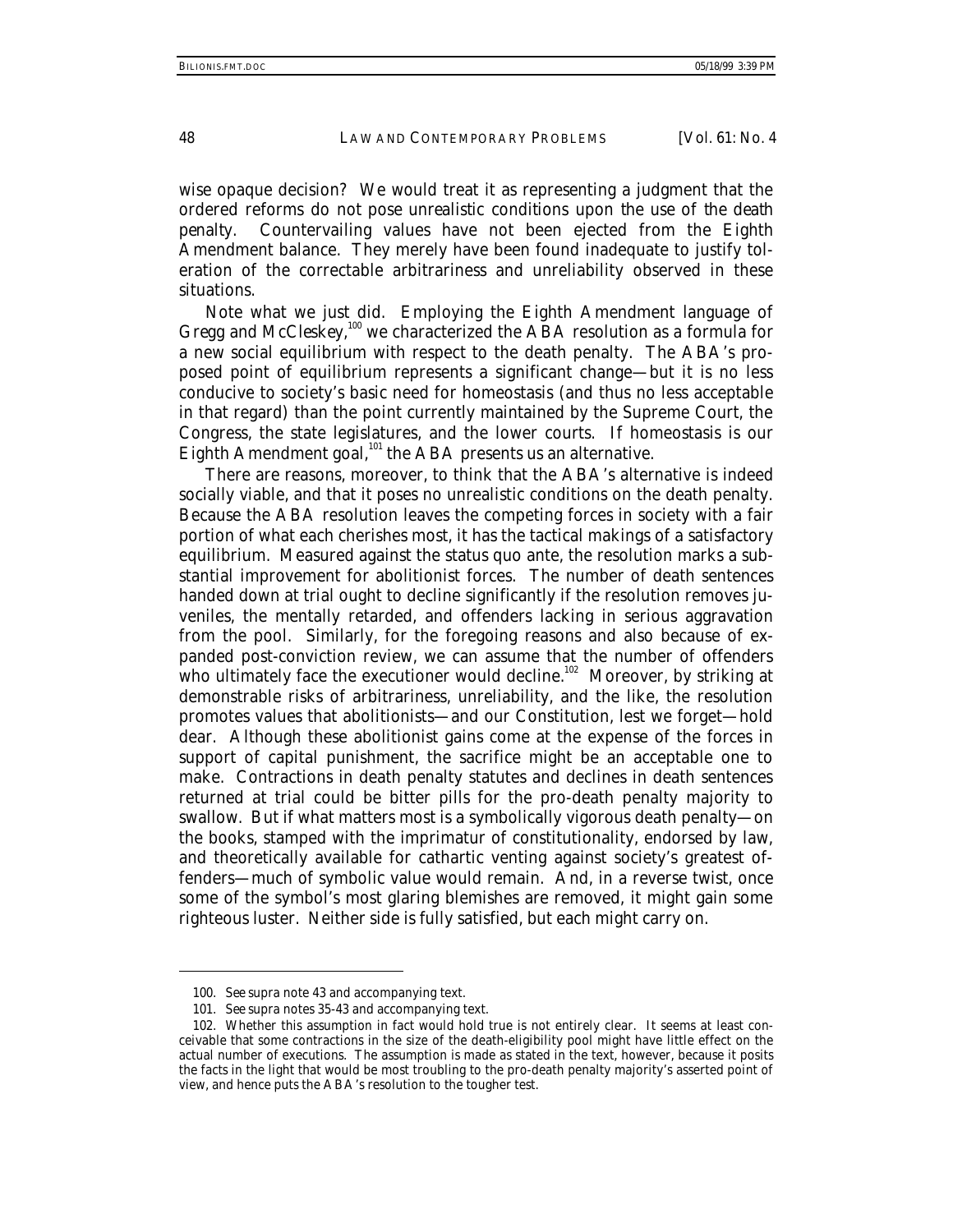wise opaque decision? We would treat it as representing a judgment that the ordered reforms do not pose unrealistic conditions upon the use of the death penalty. Countervailing values have not been ejected from the Eighth Amendment balance. They merely have been found inadequate to justify toleration of the correctable arbitrariness and unreliability observed in these situations.

Note what we just did. Employing the Eighth Amendment language of *Gregg* and *McCleskey*,[100] we characterized the ABA resolution as a formula for a new social equilibrium with respect to the death penalty. The ABA's proposed point of equilibrium represents a significant change—but it is no less conducive to society's basic need for homeostasis (and thus no less acceptable in that regard) than the point currently maintained by the Supreme Court, the Congress, the state legislatures, and the lower courts. If homeostasis is our Eighth Amendment goal,[101] the ABA presents us an alternative.

There are reasons, moreover, to think that the ABA's alternative is indeed socially viable, and that it poses no unrealistic conditions on the death penalty. Because the ABA resolution leaves the competing forces in society with a fair portion of what each cherishes most, it has the tactical makings of a satisfactory equilibrium. Measured against the status quo ante, the resolution marks a substantial improvement for abolitionist forces. The number of death sentences handed down at trial ought to decline significantly if the resolution removes juveniles, the mentally retarded, and offenders lacking in serious aggravation from the pool. Similarly, for the foregoing reasons and also because of expanded post-conviction review, we can assume that the number of offenders who ultimately face the executioner would decline.[102] Moreover, by striking at demonstrable risks of arbitrariness, unreliability, and the like, the resolution promotes values that abolitionists—and our Constitution, lest we forget—hold dear. Although these abolitionist gains come at the expense of the forces in support of capital punishment, the sacrifice might be an acceptable one to make. Contractions in death penalty statutes and declines in death sentences returned at trial could be bitter pills for the pro-death penalty majority to swallow. But if what matters most is a symbolically vigorous death penalty—on the books, stamped with the imprimatur of constitutionality, endorsed by law, and theoretically available for cathartic venting against society's greatest offenders—much of symbolic value would remain. And, in a reverse twist, once some of the symbol's most glaring blemishes are removed, it might gain some righteous luster. Neither side is fully satisfied, but each might carry on.

---

100. *See supra* note 43 and accompanying text.

101. *See supra* notes 35-43 and accompanying text.

102. Whether this assumption in fact would hold true is not entirely clear. It seems at least conceivable that some contractions in the size of the death-eligibility pool might have little effect on the actual number of executions. The assumption is made as stated in the text, however, because it posits the facts in the light that would be most troubling to the pro-death penalty majority's asserted point of view, and hence puts the ABA's resolution to the tougher test.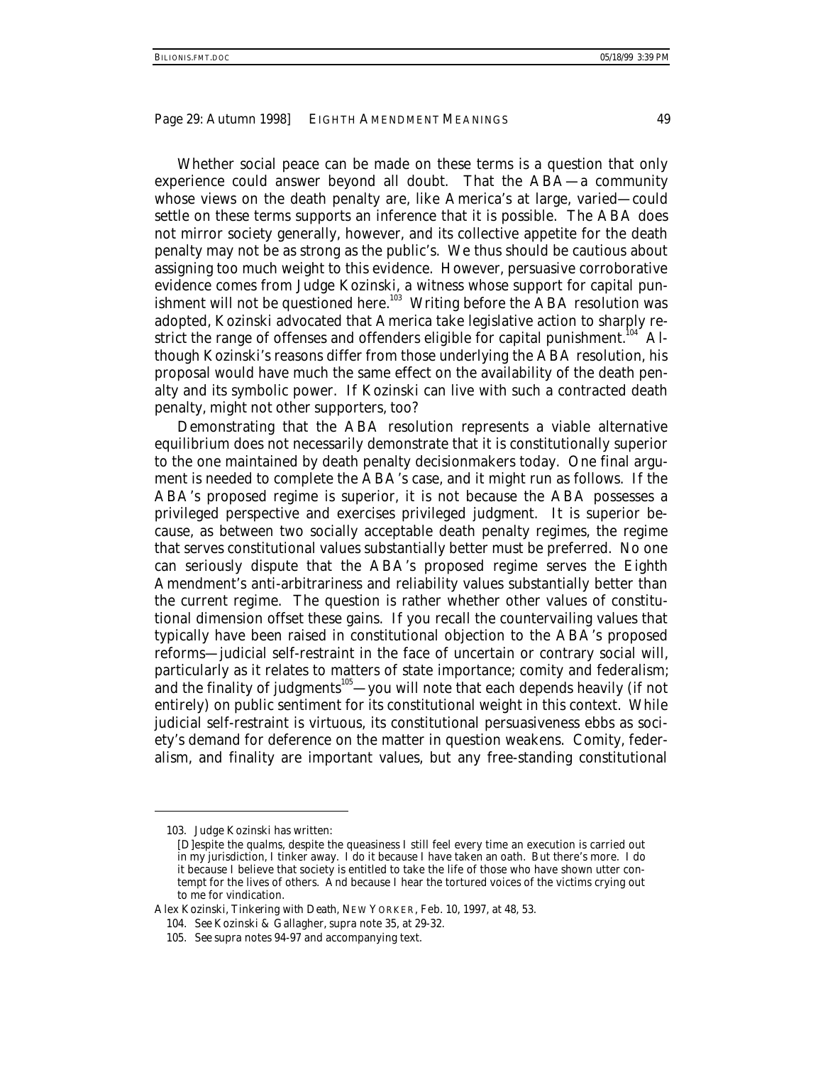Whether social peace can be made on these terms is a question that only experience could answer beyond all doubt. That the ABA—a community whose views on the death penalty are, like America's at large, varied—could settle on these terms supports an inference that it is possible. The ABA does not mirror society generally, however, and its collective appetite for the death penalty may not be as strong as the public's. We thus should be cautious about assigning too much weight to this evidence. However, persuasive corroborative evidence comes from Judge Kozinski, a witness whose support for capital punishment will not be questioned here.[103] Writing before the ABA resolution was adopted, Kozinski advocated that America take legislative action to sharply restrict the range of offenses and offenders eligible for capital punishment.[104] Although Kozinski's reasons differ from those underlying the ABA resolution, his proposal would have much the same effect on the availability of the death penalty and its symbolic power. If Kozinski can live with such a contracted death penalty, might not other supporters, too?

Demonstrating that the ABA resolution represents a viable alternative equilibrium does not necessarily demonstrate that it is constitutionally superior to the one maintained by death penalty decisionmakers today. One final argument is needed to complete the ABA's case, and it might run as follows. If the ABA's proposed regime is superior, it is not because the ABA possesses a privileged perspective and exercises privileged judgment. It is superior because, as between two socially acceptable death penalty regimes, the regime that serves constitutional values substantially better must be preferred. No one can seriously dispute that the ABA's proposed regime serves the Eighth Amendment's anti-arbitrariness and reliability values substantially better than the current regime. The question is rather whether other values of constitutional dimension offset these gains. If you recall the countervailing values that typically have been raised in constitutional objection to the ABA's proposed reforms—judicial self-restraint in the face of uncertain or contrary social will, particularly as it relates to matters of state importance; comity and federalism; and the finality of judgments[105]—you will note that each depends heavily (if not entirely) on public sentiment for its constitutional weight in this context. While judicial self-restraint is virtuous, its constitutional persuasiveness ebbs as society's demand for deference on the matter in question weakens. Comity, federalism, and finality are important values, but any free-standing constitutional

---

103. Judge Kozinski has written:

> [D]espite the qualms, despite the queasiness I still feel every time an execution is carried out in my jurisdiction, I tinker away. I do it because I have taken an oath. But there's more. I do it because I believe that society is entitled to take the life of those who have shown utter contempt for the lives of others. And because I hear the tortured voices of the victims crying out to me for vindication.

Alex Kozinski, *Tinkering with Death*, NEW YORKER, Feb. 10, 1997, at 48, 53.

104. *See* Kozinski & Gallagher, *supra* note 35, at 29-32.

105. *See supra* notes 94-97 and accompanying text.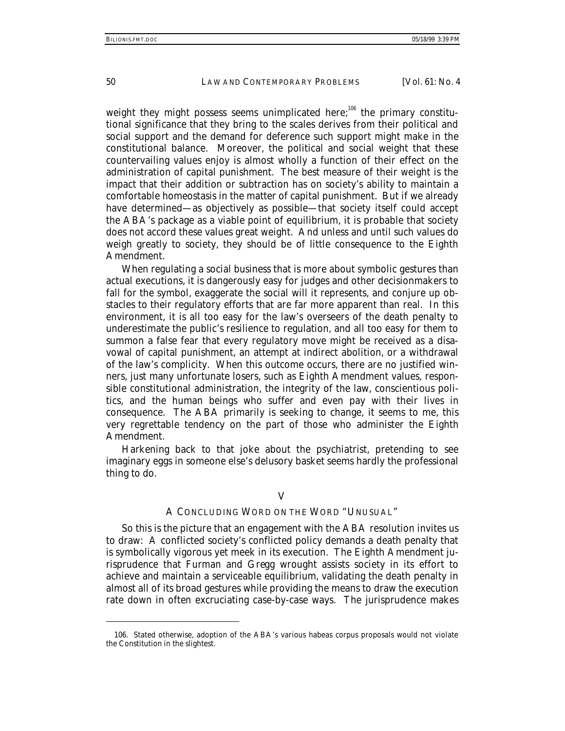weight they might possess seems unimplicated here;[106] the primary constitutional significance that they bring to the scales derives from their political and social support and the demand for deference such support might make in the constitutional balance. Moreover, the political and social weight that these countervailing values enjoy is almost wholly a function of their effect on the administration of capital punishment. The best measure of their weight is the impact that their addition or subtraction has on society's ability to maintain a comfortable homeostasis in the matter of capital punishment. But if we already have determined—as objectively as possible—that society itself could accept the ABA's package as a viable point of equilibrium, it is probable that society does not accord these values great weight. And unless and until such values do weigh greatly to society, they should be of little consequence to the Eighth Amendment.

When regulating a social business that is more about symbolic gestures than actual executions, it is dangerously easy for judges and other decisionmakers to fall for the symbol, exaggerate the social will it represents, and conjure up obstacles to their regulatory efforts that are far more apparent than real. In this environment, it is all too easy for the law's overseers of the death penalty to underestimate the public's resilience to regulation, and all too easy for them to summon a false fear that every regulatory move might be received as a disavowal of capital punishment, an attempt at indirect abolition, or a withdrawal of the law's complicity. When this outcome occurs, there are no justified winners, just many unfortunate losers, such as Eighth Amendment values, responsible constitutional administration, the integrity of the law, conscientious politics, and the human beings who suffer and even pay with their lives in consequence. The ABA primarily is seeking to change, it seems to me, this very regrettable tendency on the part of those who administer the Eighth Amendment.

Harkening back to that joke about the psychiatrist, pretending to see imaginary eggs in someone else's delusory basket seems hardly the professional thing to do.

## V

## A CONCLUDING WORD ON THE WORD "UNUSUAL"

So this is the picture that an engagement with the ABA resolution invites us to draw: A conflicted society's conflicted policy demands a death penalty that is symbolically vigorous yet meek in its execution. The Eighth Amendment jurisprudence that *Furman* and *Gregg* wrought assists society in its effort to achieve and maintain a serviceable equilibrium, validating the death penalty in almost all of its broad gestures while providing the means to draw the execution rate down in often excruciating case-by-case ways. The jurisprudence makes

106. Stated otherwise, adoption of the ABA's various habeas corpus proposals would not violate the Constitution in the slightest.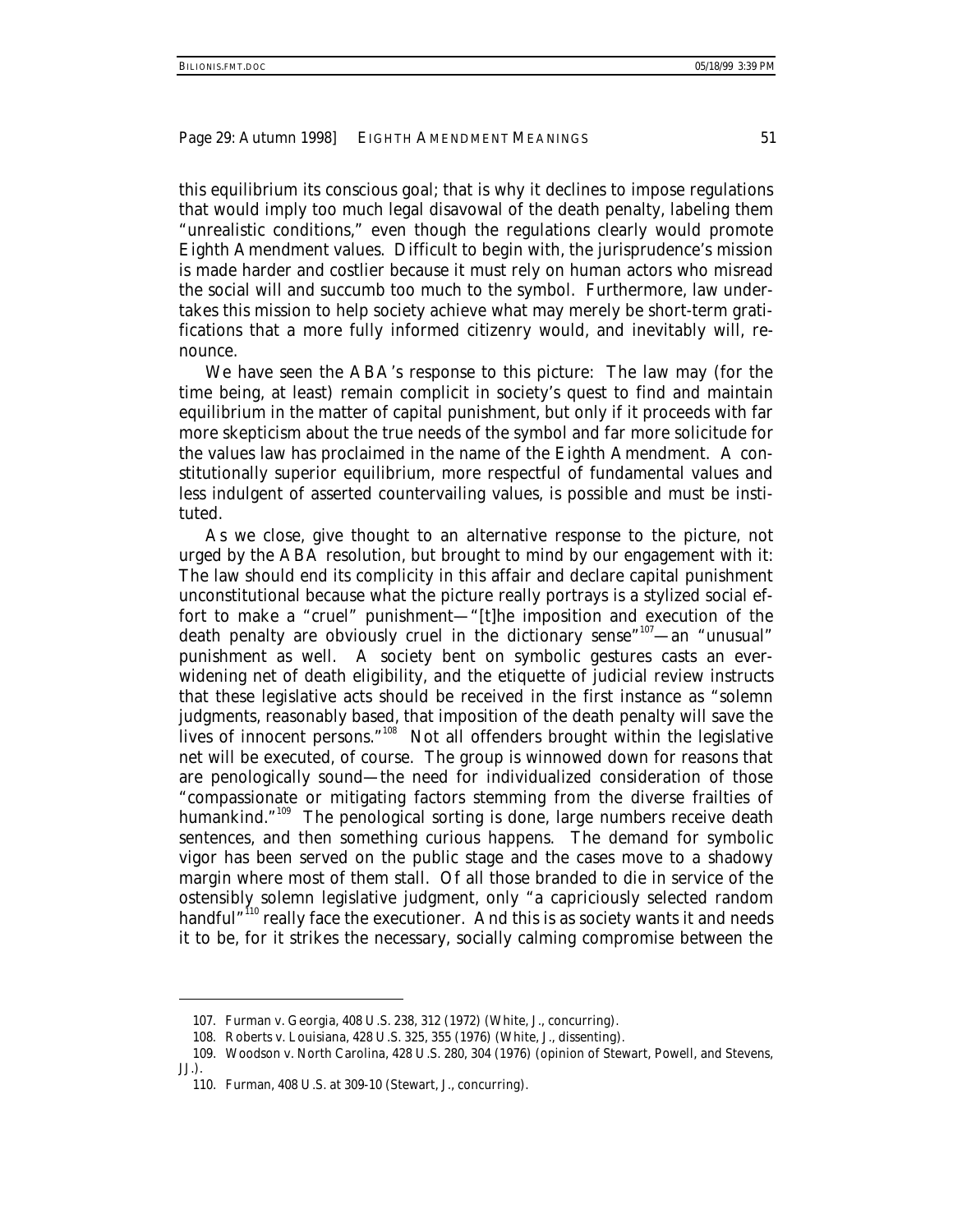this equilibrium its conscious goal; that is why it declines to impose regulations that would imply too much legal disavowal of the death penalty, labeling them "unrealistic conditions," even though the regulations clearly would promote Eighth Amendment values. Difficult to begin with, the jurisprudence's mission is made harder and costlier because it must rely on human actors who misread the social will and succumb too much to the symbol. Furthermore, law undertakes this mission to help society achieve what may merely be short-term gratifications that a more fully informed citizenry would, and inevitably will, renounce.

We have seen the ABA's response to this picture: The law may (for the time being, at least) remain complicit in society's quest to find and maintain equilibrium in the matter of capital punishment, but only if it proceeds with far more skepticism about the true needs of the symbol and far more solicitude for the values law has proclaimed in the name of the Eighth Amendment. A constitutionally superior equilibrium, more respectful of fundamental values and less indulgent of asserted countervailing values, is possible and must be instituted.

As we close, give thought to an alternative response to the picture, not urged by the ABA resolution, but brought to mind by our engagement with it: The law should end its complicity in this affair and declare capital punishment unconstitutional because what the picture really portrays is a stylized social effort to make a "cruel" punishment—"[t]he imposition and execution of the death penalty are obviously cruel in the dictionary sense"[107]—an "unusual" punishment as well. A society bent on symbolic gestures casts an ever-widening net of death eligibility, and the etiquette of judicial review instructs that these legislative acts should be received in the first instance as "solemn judgments, reasonably based, that imposition of the death penalty will save the lives of innocent persons."[108] Not all offenders brought within the legislative net will be executed, of course. The group is winnowed down for reasons that are penologically sound—the need for individualized consideration of those "compassionate or mitigating factors stemming from the diverse frailties of humankind."[109] The penological sorting is done, large numbers receive death sentences, and then something curious happens. The demand for symbolic vigor has been served on the public stage and the cases move to a shadowy margin where most of them stall. Of all those branded to die in service of the ostensibly solemn legislative judgment, only "a capriciously selected random handful"[110] really face the executioner. And this is as society wants it and needs it to be, for it strikes the necessary, socially calming compromise between the

---

107. Furman v. Georgia, 408 U.S. 238, 312 (1972) (White, J., concurring).

108. Roberts v. Louisiana, 428 U.S. 325, 355 (1976) (White, J., dissenting).

109. Woodson v. North Carolina, 428 U.S. 280, 304 (1976) (opinion of Stewart, Powell, and Stevens, JJ.).

110. *Furman*, 408 U.S. at 309-10 (Stewart, J., concurring).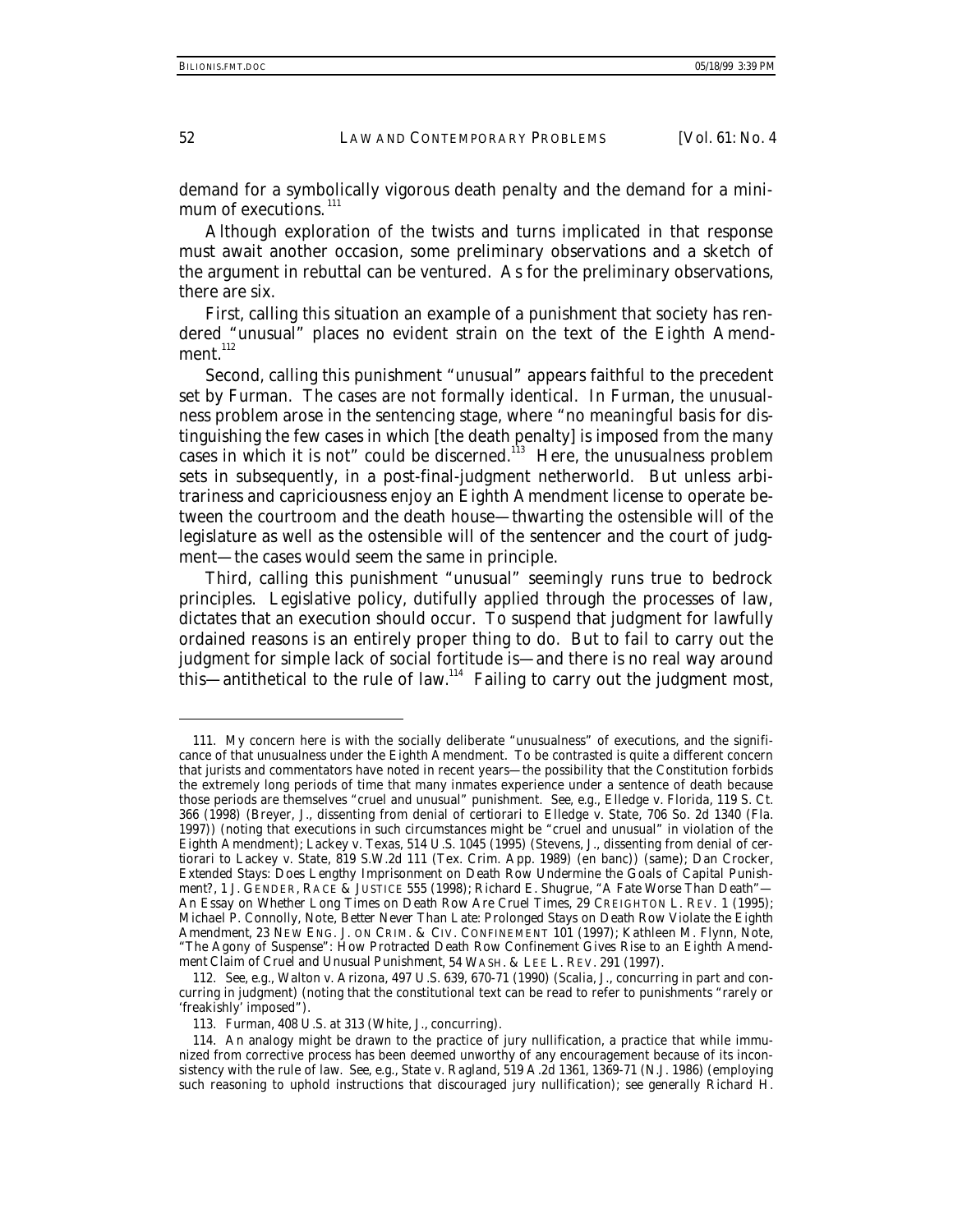demand for a symbolically vigorous death penalty and the demand for a minimum of executions.[111]

Although exploration of the twists and turns implicated in that response must await another occasion, some preliminary observations and a sketch of the argument in rebuttal can be ventured. As for the preliminary observations, there are six.

First, calling this situation an example of a punishment that society has rendered "unusual" places no evident strain on the text of the Eighth Amendment.[112]

Second, calling this punishment "unusual" appears faithful to the precedent set by *Furman*. The cases are not formally identical. In *Furman*, the unusualness problem arose in the sentencing stage, where "no meaningful basis for distinguishing the few cases in which [the death penalty] is imposed from the many cases in which it is not" could be discerned.[113] Here, the unusualness problem sets in subsequently, in a post-final-judgment netherworld. But unless arbitrariness and capriciousness enjoy an Eighth Amendment license to operate between the courtroom and the death house—thwarting the ostensible will of the legislature as well as the ostensible will of the sentencer and the court of judgment—the cases would seem the same in principle.

Third, calling this punishment "unusual" seemingly runs true to bedrock principles. Legislative policy, dutifully applied through the processes of law, dictates that an execution should occur. To suspend that judgment for lawfully ordained reasons is an entirely proper thing to do. But to fail to carry out the judgment for simple lack of social fortitude is—and there is no real way around this—antithetical to the rule of law.[114] Failing to carry out the judgment most,

---

111. My concern here is with the socially deliberate "unusualness" of executions, and the significance of that unusualness under the Eighth Amendment. To be contrasted is quite a different concern that jurists and commentators have noted in recent years—the possibility that the Constitution forbids the extremely long periods of time that many inmates experience under a sentence of death because those periods are themselves "cruel and unusual" punishment. *See, e.g.*, Elledge v. Florida, 119 S. Ct. 366 (1998) (Breyer, J., dissenting from denial of certiorari to Elledge v. State, 706 So. 2d 1340 (Fla. 1997)) (noting that executions in such circumstances might be "cruel and unusual" in violation of the Eighth Amendment); Lackey v. Texas, 514 U.S. 1045 (1995) (Stevens, J., dissenting from denial of certiorari to Lackey v. State, 819 S.W.2d 111 (Tex. Crim. App. 1989) (en banc)) (same); Dan Crocker, *Extended Stays: Does Lengthy Imprisonment on Death Row Undermine the Goals of Capital Punishment?*, 1 J. GENDER, RACE & JUSTICE 555 (1998); Richard E. Shugrue, *"A Fate Worse Than Death"—An Essay on Whether Long Times on Death Row Are Cruel Times*, 29 CREIGHTON L. REV. 1 (1995); Michael P. Connolly, Note, *Better Never Than Late: Prolonged Stays on Death Row Violate the Eighth Amendment*, 23 NEW ENG. J. ON CRIM. & CIV. CONFINEMENT 101 (1997); Kathleen M. Flynn, Note, *"The Agony of Suspense": How Protracted Death Row Confinement Gives Rise to an Eighth Amendment Claim of Cruel and Unusual Punishment*, 54 WASH. & LEE L. REV. 291 (1997).

112. *See, e.g.*, Walton v. Arizona, 497 U.S. 639, 670-71 (1990) (Scalia, J., concurring in part and concurring in judgment) (noting that the constitutional text can be read to refer to punishments "rarely or 'freakishly' imposed").

113. *Furman*, 408 U.S. at 313 (White, J., concurring).

114. An analogy might be drawn to the practice of jury nullification, a practice that while immunized from corrective process has been deemed unworthy of any encouragement because of its inconsistency with the rule of law. *See, e.g.*, State v. Ragland, 519 A.2d 1361, 1369-71 (N.J. 1986) (employing such reasoning to uphold instructions that discouraged jury nullification); *see generally* Richard H.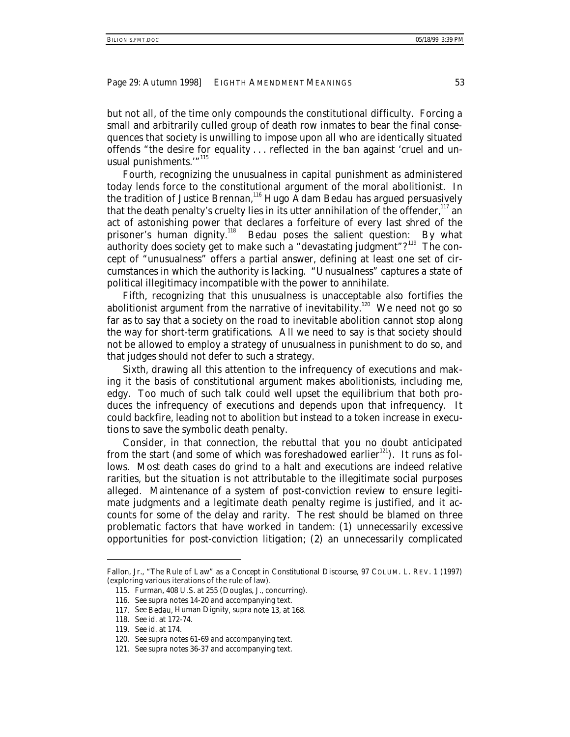but not all, of the time only compounds the constitutional difficulty. Forcing a small and arbitrarily culled group of death row inmates to bear the final consequences that society is unwilling to impose upon all who are identically situated offends "the desire for equality . . . reflected in the ban against 'cruel and unusual punishments.'"[115]

Fourth, recognizing the unusualness in capital punishment as administered today lends force to the constitutional argument of the moral abolitionist. In the tradition of Justice Brennan,[116] Hugo Adam Bedau has argued persuasively that the death penalty's cruelty lies in its utter annihilation of the offender,[117] an act of astonishing power that declares a forfeiture of every last shred of the prisoner's human dignity.[118] Bedau poses the salient question: By what authority does society get to make such a "devastating judgment"?[119] The concept of "unusualness" offers a partial answer, defining at least one set of circumstances in which the authority is lacking. "Unusualness" captures a state of political illegitimacy incompatible with the power to annihilate.

Fifth, recognizing that this unusualness is unacceptable also fortifies the abolitionist argument from the narrative of inevitability.[120] We need not go so far as to say that a society on the road to inevitable abolition cannot stop along the way for short-term gratifications. All we need to say is that society should not be allowed to employ a strategy of unusualness in punishment to do so, and that judges should not defer to such a strategy.

Sixth, drawing all this attention to the infrequency of executions and making it the basis of constitutional argument makes abolitionists, including me, edgy. Too much of such talk could well upset the equilibrium that both produces the infrequency of executions and depends upon that infrequency. It could backfire, leading not to abolition but instead to a token increase in executions to save the symbolic death penalty.

Consider, in that connection, the rebuttal that you no doubt anticipated from the start (and some of which was foreshadowed earlier[121]). It runs as follows. Most death cases do grind to a halt and executions are indeed relative rarities, but the situation is not attributable to the illegitimate social purposes alleged. Maintenance of a system of post-conviction review to ensure legitimate judgments and a legitimate death penalty regime is justified, and it accounts for some of the delay and rarity. The rest should be blamed on three problematic factors that have worked in tandem: (1) unnecessarily excessive opportunities for post-conviction litigation; (2) an unnecessarily complicated

---

Fallon, Jr., *"The Rule of Law" as a Concept in Constitutional Discourse*, 97 COLUM. L. REV. 1 (1997) (exploring various iterations of the rule of law).

115. *Furman*, 408 U.S. at 255 (Douglas, J., concurring).

116. *See supra* notes 14-20 and accompanying text.

117. *See* Bedau, *Human Dignity*, *supra* note 13, at 168.

118. *See id.* at 172-74.

119. *See id.* at 174.

120. *See supra* notes 61-69 and accompanying text.

121. *See supra* notes 36-37 and accompanying text.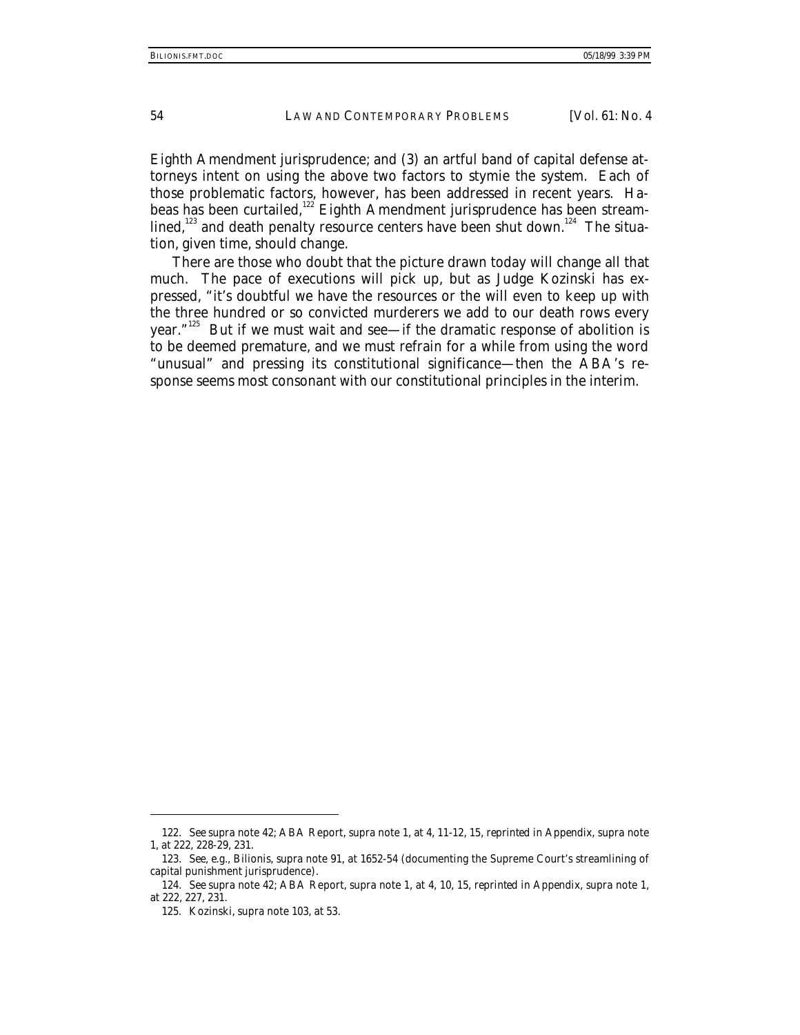Eighth Amendment jurisprudence; and (3) an artful band of capital defense attorneys intent on using the above two factors to stymie the system. Each of those problematic factors, however, has been addressed in recent years. Habeas has been curtailed,[122] Eighth Amendment jurisprudence has been streamlined,[123] and death penalty resource centers have been shut down.[124] The situation, given time, should change.

There are those who doubt that the picture drawn today will change all that much. The pace of executions will pick up, but as Judge Kozinski has expressed, "it's doubtful we have the resources or the will even to keep up with the three hundred or so convicted murderers we add to our death rows every year."[125] But if we must wait and see—if the dramatic response of abolition is to be deemed premature, and we must refrain for a while from using the word "unusual" and pressing its constitutional significance—then the ABA's response seems most consonant with our constitutional principles in the interim.

---

122. *See supra* note 42; ABA Report, *supra* note 1, at 4, 11-12, 15, *reprinted in* Appendix, *supra* note 1, at 222, 228-29, 231.

123. *See, e.g.*, Bilionis, *supra* note 91, at 1652-54 (documenting the Supreme Court's streamlining of capital punishment jurisprudence).

124. *See supra* note 42; ABA Report, *supra* note 1, at 4, 10, 15, *reprinted in* Appendix, *supra* note 1, at 222, 227, 231.

125. Kozinski, *supra* note 103, at 53.